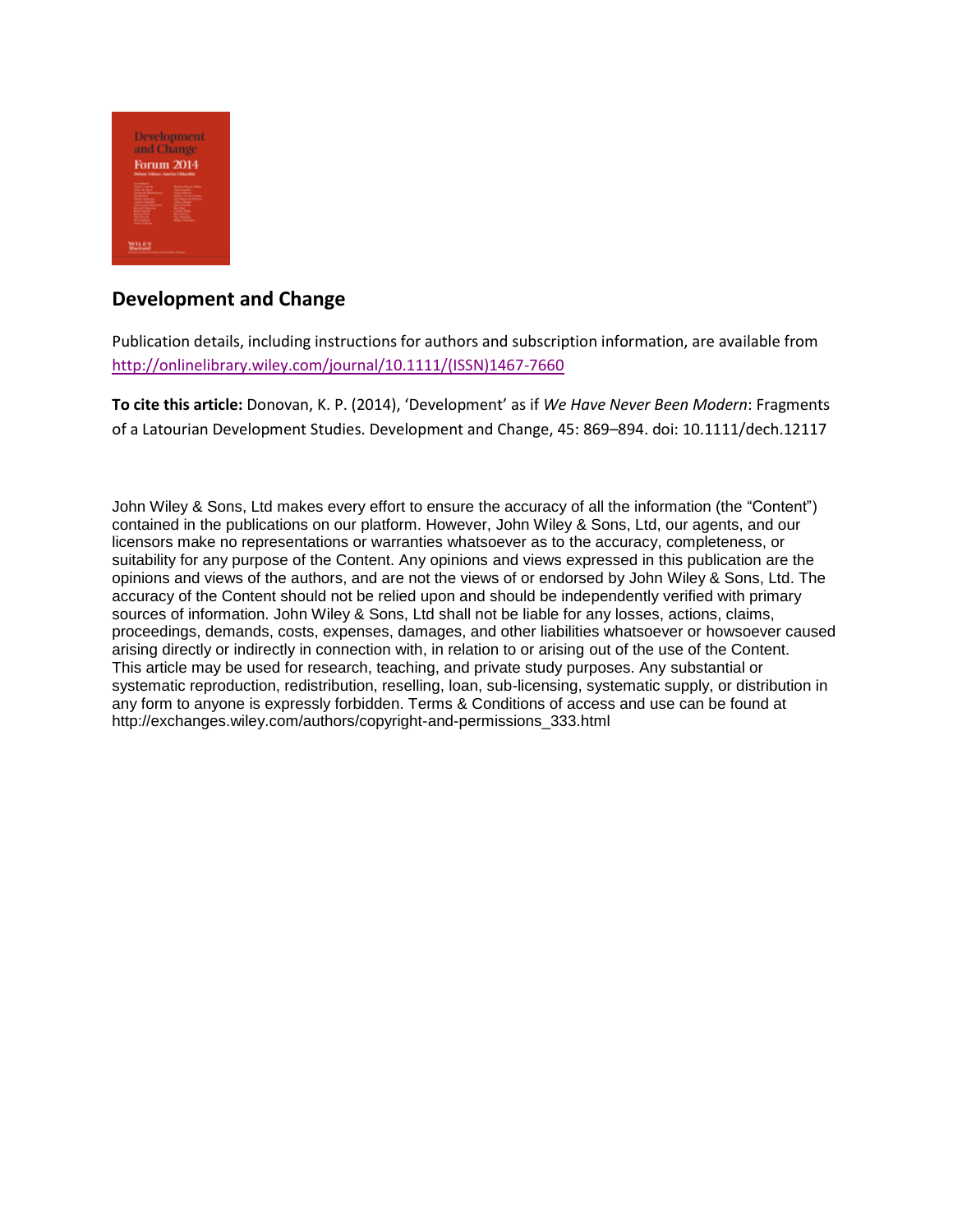## Development and Change

Publication details, including instructions for authors and subscription information, are available from http://onlinelibrary.wiley.com/journal/10.1111/(ISSN)1467-7660

**To cite this article:** Donovan, K. P. (2014), 'Development' as if *We Have Never Been Modern*: Fragments of a Latourian Development Studies. Development and Change, 45: 869–894. doi: 10.1111/dech.12117

John Wiley & Sons, Ltd makes every effort to ensure the accuracy of all the information (the "Content") contained in the publications on our platform. However, John Wiley & Sons, Ltd, our agents, and our licensors make no representations or warranties whatsoever as to the accuracy, completeness, or suitability for any purpose of the Content. Any opinions and views expressed in this publication are the opinions and views of the authors, and are not the views of or endorsed by John Wiley & Sons, Ltd. The accuracy of the Content should not be relied upon and should be independently verified with primary sources of information. John Wiley & Sons, Ltd shall not be liable for any losses, actions, claims, proceedings, demands, costs, expenses, damages, and other liabilities whatsoever or howsoever caused arising directly or indirectly in connection with, in relation to or arising out of the use of the Content. This article may be used for research, teaching, and private study purposes. Any substantial or systematic reproduction, redistribution, reselling, loan, sub-licensing, systematic supply, or distribution in any form to anyone is expressly forbidden. Terms & Conditions of access and use can be found at http://exchanges.wiley.com/authors/copyright-and-permissions_333.html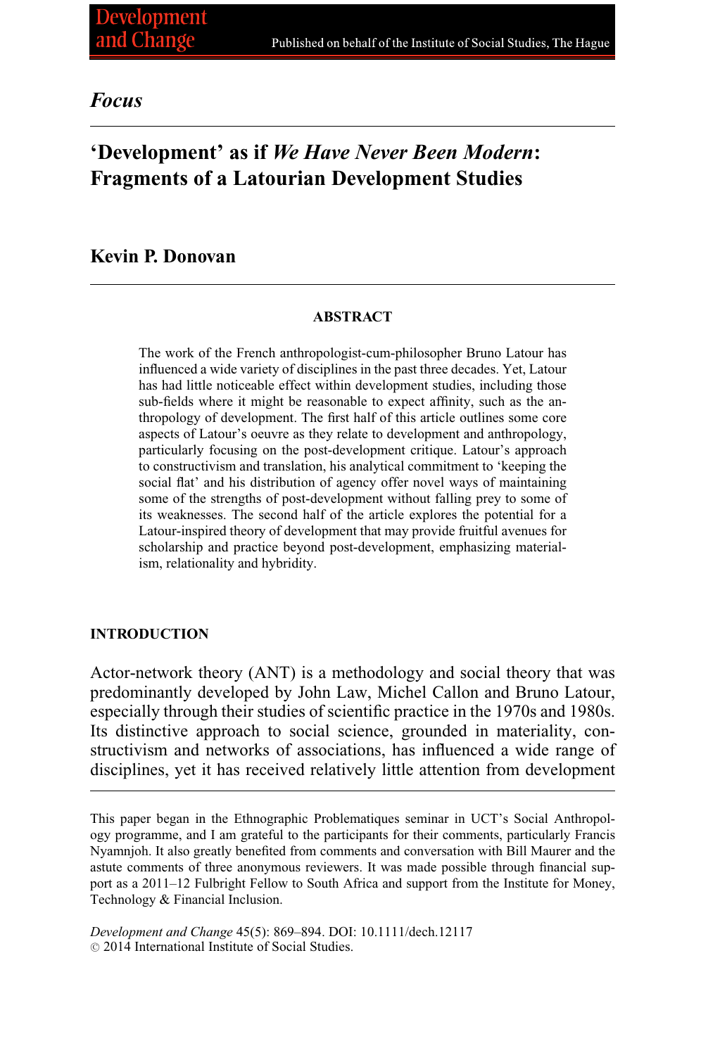*Focus*

# 'Development' as if *We Have Never Been Modern*: Fragments of a Latourian Development Studies

## Kevin P. Donovan

### ABSTRACT

The work of the French anthropologist-cum-philosopher Bruno Latour has influenced a wide variety of disciplines in the past three decades. Yet, Latour has had little noticeable effect within development studies, including those sub-fields where it might be reasonable to expect affinity, such as the anthropology of development. The first half of this article outlines some core aspects of Latour's oeuvre as they relate to development and anthropology, particularly focusing on the post-development critique. Latour's approach to constructivism and translation, his analytical commitment to 'keeping the social flat' and his distribution of agency offer novel ways of maintaining some of the strengths of post-development without falling prey to some of its weaknesses. The second half of the article explores the potential for a Latour-inspired theory of development that may provide fruitful avenues for scholarship and practice beyond post-development, emphasizing materialism, relationality and hybridity.

### INTRODUCTION

Actor-network theory (ANT) is a methodology and social theory that was predominantly developed by John Law, Michel Callon and Bruno Latour, especially through their studies of scientific practice in the 1970s and 1980s. Its distinctive approach to social science, grounded in materiality, constructivism and networks of associations, has influenced a wide range of disciplines, yet it has received relatively little attention from development

---

This paper began in the Ethnographic Problematiques seminar in UCT's Social Anthropology programme, and I am grateful to the participants for their comments, particularly Francis Nyamnjoh. It also greatly benefited from comments and conversation with Bill Maurer and the astute comments of three anonymous reviewers. It was made possible through financial support as a 2011–12 Fulbright Fellow to South Africa and support from the Institute for Money, Technology & Financial Inclusion.

*Development and Change* 45(5): 869–894. DOI: 10.1111/dech.12117
© 2014 International Institute of Social Studies.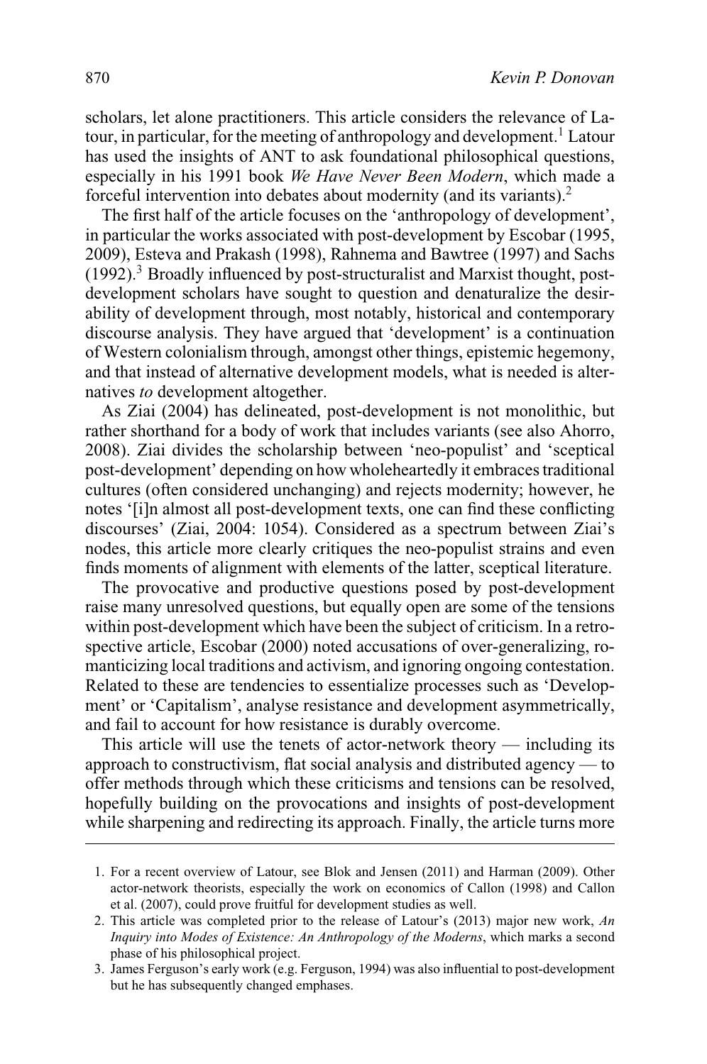scholars, let alone practitioners. This article considers the relevance of Latour, in particular, for the meeting of anthropology and development.[1] Latour has used the insights of ANT to ask foundational philosophical questions, especially in his 1991 book *We Have Never Been Modern*, which made a forceful intervention into debates about modernity (and its variants).[2]

The first half of the article focuses on the 'anthropology of development', in particular the works associated with post-development by Escobar (1995, 2009), Esteva and Prakash (1998), Rahnema and Bawtree (1997) and Sachs (1992).[3] Broadly influenced by post-structuralist and Marxist thought, post-development scholars have sought to question and denaturalize the desirability of development through, most notably, historical and contemporary discourse analysis. They have argued that 'development' is a continuation of Western colonialism through, amongst other things, epistemic hegemony, and that instead of alternative development models, what is needed is alternatives *to* development altogether.

As Ziai (2004) has delineated, post-development is not monolithic, but rather shorthand for a body of work that includes variants (see also Ahorro, 2008). Ziai divides the scholarship between 'neo-populist' and 'sceptical post-development' depending on how wholeheartedly it embraces traditional cultures (often considered unchanging) and rejects modernity; however, he notes '[i]n almost all post-development texts, one can find these conflicting discourses' (Ziai, 2004: 1054). Considered as a spectrum between Ziai's nodes, this article more clearly critiques the neo-populist strains and even finds moments of alignment with elements of the latter, sceptical literature.

The provocative and productive questions posed by post-development raise many unresolved questions, but equally open are some of the tensions within post-development which have been the subject of criticism. In a retrospective article, Escobar (2000) noted accusations of over-generalizing, romanticizing local traditions and activism, and ignoring ongoing contestation. Related to these are tendencies to essentialize processes such as 'Development' or 'Capitalism', analyse resistance and development asymmetrically, and fail to account for how resistance is durably overcome.

This article will use the tenets of actor-network theory — including its approach to constructivism, flat social analysis and distributed agency — to offer methods through which these criticisms and tensions can be resolved, hopefully building on the provocations and insights of post-development while sharpening and redirecting its approach. Finally, the article turns more

1. For a recent overview of Latour, see Blok and Jensen (2011) and Harman (2009). Other actor-network theorists, especially the work on economics of Callon (1998) and Callon et al. (2007), could prove fruitful for development studies as well.
2. This article was completed prior to the release of Latour's (2013) major new work, *An Inquiry into Modes of Existence: An Anthropology of the Moderns*, which marks a second phase of his philosophical project.
3. James Ferguson's early work (e.g. Ferguson, 1994) was also influential to post-development but he has subsequently changed emphases.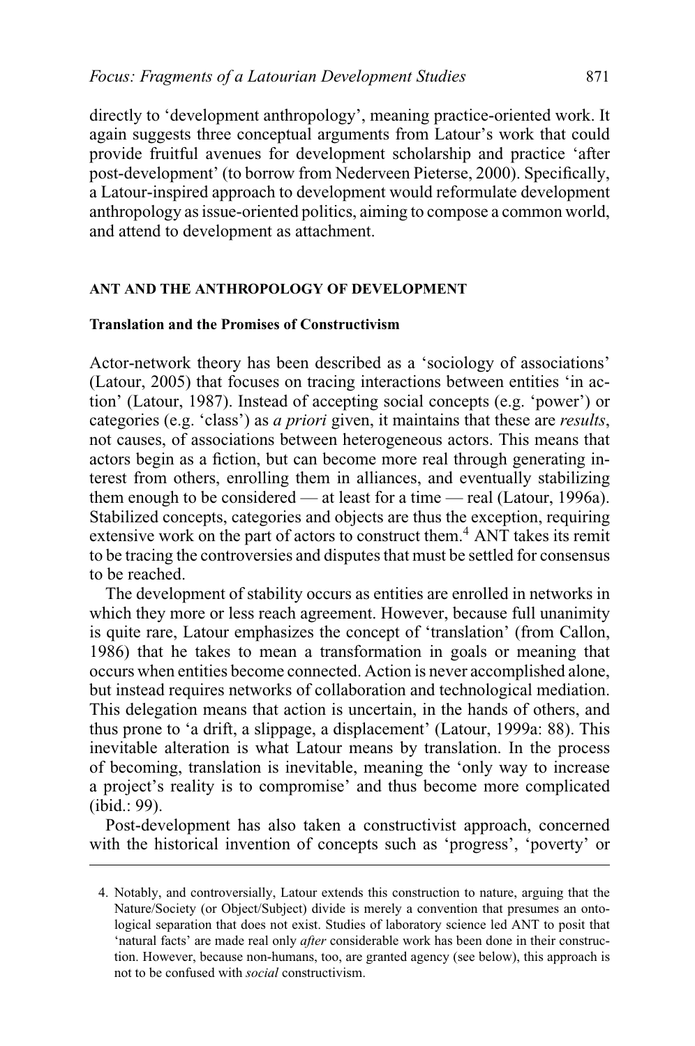directly to 'development anthropology', meaning practice-oriented work. It again suggests three conceptual arguments from Latour's work that could provide fruitful avenues for development scholarship and practice 'after post-development' (to borrow from Nederveen Pieterse, 2000). Specifically, a Latour-inspired approach to development would reformulate development anthropology as issue-oriented politics, aiming to compose a common world, and attend to development as attachment.

## ANT AND THE ANTHROPOLOGY OF DEVELOPMENT

### Translation and the Promises of Constructivism

Actor-network theory has been described as a 'sociology of associations' (Latour, 2005) that focuses on tracing interactions between entities 'in action' (Latour, 1987). Instead of accepting social concepts (e.g. 'power') or categories (e.g. 'class') as *a priori* given, it maintains that these are *results*, not causes, of associations between heterogeneous actors. This means that actors begin as a fiction, but can become more real through generating interest from others, enrolling them in alliances, and eventually stabilizing them enough to be considered — at least for a time — real (Latour, 1996a). Stabilized concepts, categories and objects are thus the exception, requiring extensive work on the part of actors to construct them.[4] ANT takes its remit to be tracing the controversies and disputes that must be settled for consensus to be reached.

The development of stability occurs as entities are enrolled in networks in which they more or less reach agreement. However, because full unanimity is quite rare, Latour emphasizes the concept of 'translation' (from Callon, 1986) that he takes to mean a transformation in goals or meaning that occurs when entities become connected. Action is never accomplished alone, but instead requires networks of collaboration and technological mediation. This delegation means that action is uncertain, in the hands of others, and thus prone to 'a drift, a slippage, a displacement' (Latour, 1999a: 88). This inevitable alteration is what Latour means by translation. In the process of becoming, translation is inevitable, meaning the 'only way to increase a project's reality is to compromise' and thus become more complicated (ibid.: 99).

Post-development has also taken a constructivist approach, concerned with the historical invention of concepts such as 'progress', 'poverty' or

4. Notably, and controversially, Latour extends this construction to nature, arguing that the Nature/Society (or Object/Subject) divide is merely a convention that presumes an ontological separation that does not exist. Studies of laboratory science led ANT to posit that 'natural facts' are made real only *after* considerable work has been done in their construction. However, because non-humans, too, are granted agency (see below), this approach is not to be confused with *social* constructivism.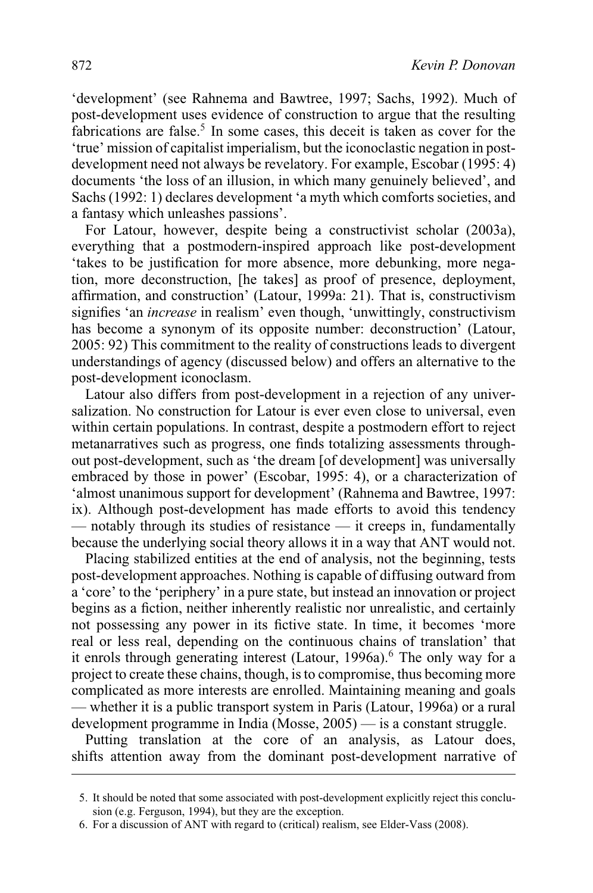'development' (see Rahnema and Bawtree, 1997; Sachs, 1992). Much of post-development uses evidence of construction to argue that the resulting fabrications are false.[5] In some cases, this deceit is taken as cover for the 'true' mission of capitalist imperialism, but the iconoclastic negation in post-development need not always be revelatory. For example, Escobar (1995: 4) documents 'the loss of an illusion, in which many genuinely believed', and Sachs (1992: 1) declares development 'a myth which comforts societies, and a fantasy which unleashes passions'.

For Latour, however, despite being a constructivist scholar (2003a), everything that a postmodern-inspired approach like post-development 'takes to be justification for more absence, more debunking, more negation, more deconstruction, [he takes] as proof of presence, deployment, affirmation, and construction' (Latour, 1999a: 21). That is, constructivism signifies 'an *increase* in realism' even though, 'unwittingly, constructivism has become a synonym of its opposite number: deconstruction' (Latour, 2005: 92) This commitment to the reality of constructions leads to divergent understandings of agency (discussed below) and offers an alternative to the post-development iconoclasm.

Latour also differs from post-development in a rejection of any universalization. No construction for Latour is ever even close to universal, even within certain populations. In contrast, despite a postmodern effort to reject metanarratives such as progress, one finds totalizing assessments throughout post-development, such as 'the dream [of development] was universally embraced by those in power' (Escobar, 1995: 4), or a characterization of 'almost unanimous support for development' (Rahnema and Bawtree, 1997: ix). Although post-development has made efforts to avoid this tendency — notably through its studies of resistance — it creeps in, fundamentally because the underlying social theory allows it in a way that ANT would not.

Placing stabilized entities at the end of analysis, not the beginning, tests post-development approaches. Nothing is capable of diffusing outward from a 'core' to the 'periphery' in a pure state, but instead an innovation or project begins as a fiction, neither inherently realistic nor unrealistic, and certainly not possessing any power in its fictive state. In time, it becomes 'more real or less real, depending on the continuous chains of translation' that it enrols through generating interest (Latour, 1996a).[6] The only way for a project to create these chains, though, is to compromise, thus becoming more complicated as more interests are enrolled. Maintaining meaning and goals — whether it is a public transport system in Paris (Latour, 1996a) or a rural development programme in India (Mosse, 2005) — is a constant struggle.

Putting translation at the core of an analysis, as Latour does, shifts attention away from the dominant post-development narrative of

---

5. It should be noted that some associated with post-development explicitly reject this conclusion (e.g. Ferguson, 1994), but they are the exception.
6. For a discussion of ANT with regard to (critical) realism, see Elder-Vass (2008).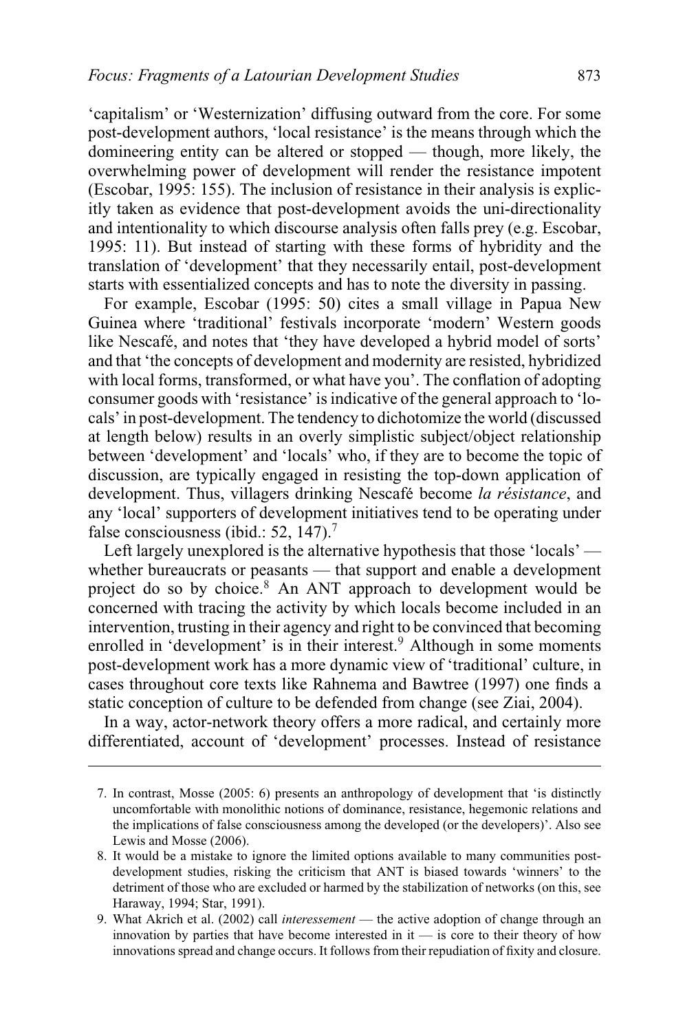'capitalism' or 'Westernization' diffusing outward from the core. For some post-development authors, 'local resistance' is the means through which the domineering entity can be altered or stopped — though, more likely, the overwhelming power of development will render the resistance impotent (Escobar, 1995: 155). The inclusion of resistance in their analysis is explicitly taken as evidence that post-development avoids the uni-directionality and intentionality to which discourse analysis often falls prey (e.g. Escobar, 1995: 11). But instead of starting with these forms of hybridity and the translation of 'development' that they necessarily entail, post-development starts with essentialized concepts and has to note the diversity in passing.

For example, Escobar (1995: 50) cites a small village in Papua New Guinea where 'traditional' festivals incorporate 'modern' Western goods like Nescafé, and notes that 'they have developed a hybrid model of sorts' and that 'the concepts of development and modernity are resisted, hybridized with local forms, transformed, or what have you'. The conflation of adopting consumer goods with 'resistance' is indicative of the general approach to 'locals' in post-development. The tendency to dichotomize the world (discussed at length below) results in an overly simplistic subject/object relationship between 'development' and 'locals' who, if they are to become the topic of discussion, are typically engaged in resisting the top-down application of development. Thus, villagers drinking Nescafé become *la résistance*, and any 'local' supporters of development initiatives tend to be operating under false consciousness (ibid.: 52, 147).[7]

Left largely unexplored is the alternative hypothesis that those 'locals' — whether bureaucrats or peasants — that support and enable a development project do so by choice.[8] An ANT approach to development would be concerned with tracing the activity by which locals become included in an intervention, trusting in their agency and right to be convinced that becoming enrolled in 'development' is in their interest.[9] Although in some moments post-development work has a more dynamic view of 'traditional' culture, in cases throughout core texts like Rahnema and Bawtree (1997) one finds a static conception of culture to be defended from change (see Ziai, 2004).

In a way, actor-network theory offers a more radical, and certainly more differentiated, account of 'development' processes. Instead of resistance

---

7. In contrast, Mosse (2005: 6) presents an anthropology of development that 'is distinctly uncomfortable with monolithic notions of dominance, resistance, hegemonic relations and the implications of false consciousness among the developed (or the developers)'. Also see Lewis and Mosse (2006).

8. It would be a mistake to ignore the limited options available to many communities post-development studies, risking the criticism that ANT is biased towards 'winners' to the detriment of those who are excluded or harmed by the stabilization of networks (on this, see Haraway, 1994; Star, 1991).

9. What Akrich et al. (2002) call *interessement* — the active adoption of change through an innovation by parties that have become interested in it — is core to their theory of how innovations spread and change occurs. It follows from their repudiation of fixity and closure.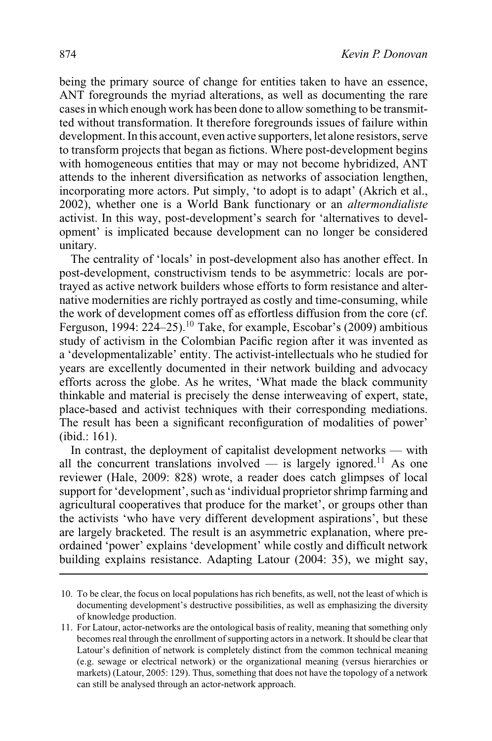being the primary source of change for entities taken to have an essence, ANT foregrounds the myriad alterations, as well as documenting the rare cases in which enough work has been done to allow something to be transmitted without transformation. It therefore foregrounds issues of failure within development. In this account, even active supporters, let alone resistors, serve to transform projects that began as fictions. Where post-development begins with homogeneous entities that may or may not become hybridized, ANT attends to the inherent diversification as networks of association lengthen, incorporating more actors. Put simply, 'to adopt is to adapt' (Akrich et al., 2002), whether one is a World Bank functionary or an *altermondialiste* activist. In this way, post-development's search for 'alternatives to development' is implicated because development can no longer be considered unitary.

The centrality of 'locals' in post-development also has another effect. In post-development, constructivism tends to be asymmetric: locals are portrayed as active network builders whose efforts to form resistance and alternative modernities are richly portrayed as costly and time-consuming, while the work of development comes off as effortless diffusion from the core (cf. Ferguson, 1994: 224–25).[10] Take, for example, Escobar's (2009) ambitious study of activism in the Colombian Pacific region after it was invented as a 'developmentalizable' entity. The activist-intellectuals who he studied for years are excellently documented in their network building and advocacy efforts across the globe. As he writes, 'What made the black community thinkable and material is precisely the dense interweaving of expert, state, place-based and activist techniques with their corresponding mediations. The result has been a significant reconfiguration of modalities of power' (ibid.: 161).

In contrast, the deployment of capitalist development networks — with all the concurrent translations involved — is largely ignored.[11] As one reviewer (Hale, 2009: 828) wrote, a reader does catch glimpses of local support for 'development', such as 'individual proprietor shrimp farming and agricultural cooperatives that produce for the market', or groups other than the activists 'who have very different development aspirations', but these are largely bracketed. The result is an asymmetric explanation, where preordained 'power' explains 'development' while costly and difficult network building explains resistance. Adapting Latour (2004: 35), we might say,

---

10. To be clear, the focus on local populations has rich benefits, as well, not the least of which is documenting development's destructive possibilities, as well as emphasizing the diversity of knowledge production.

11. For Latour, actor-networks are the ontological basis of reality, meaning that something only becomes real through the enrollment of supporting actors in a network. It should be clear that Latour's definition of network is completely distinct from the common technical meaning (e.g. sewage or electrical network) or the organizational meaning (versus hierarchies or markets) (Latour, 2005: 129). Thus, something that does not have the topology of a network can still be analysed through an actor-network approach.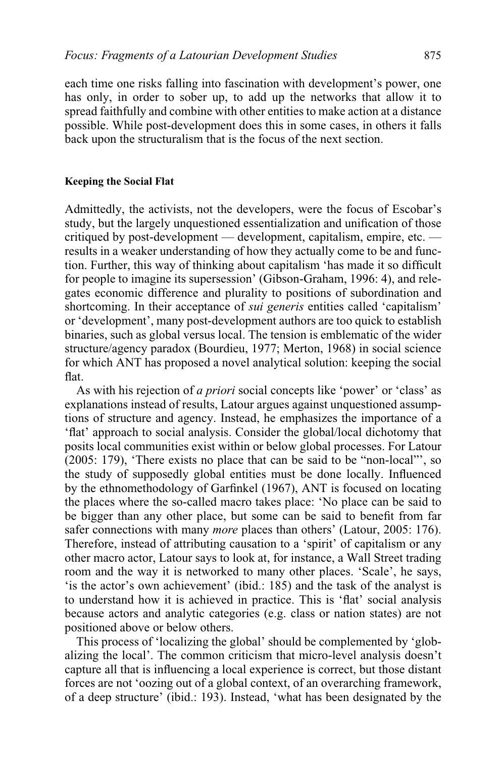each time one risks falling into fascination with development's power, one has only, in order to sober up, to add up the networks that allow it to spread faithfully and combine with other entities to make action at a distance possible. While post-development does this in some cases, in others it falls back upon the structuralism that is the focus of the next section.

### Keeping the Social Flat

Admittedly, the activists, not the developers, were the focus of Escobar's study, but the largely unquestioned essentialization and unification of those critiqued by post-development — development, capitalism, empire, etc. — results in a weaker understanding of how they actually come to be and function. Further, this way of thinking about capitalism 'has made it so difficult for people to imagine its supersession' (Gibson-Graham, 1996: 4), and relegates economic difference and plurality to positions of subordination and shortcoming. In their acceptance of *sui generis* entities called 'capitalism' or 'development', many post-development authors are too quick to establish binaries, such as global versus local. The tension is emblematic of the wider structure/agency paradox (Bourdieu, 1977; Merton, 1968) in social science for which ANT has proposed a novel analytical solution: keeping the social flat.

As with his rejection of *a priori* social concepts like 'power' or 'class' as explanations instead of results, Latour argues against unquestioned assumptions of structure and agency. Instead, he emphasizes the importance of a 'flat' approach to social analysis. Consider the global/local dichotomy that posits local communities exist within or below global processes. For Latour (2005: 179), 'There exists no place that can be said to be "non-local"', so the study of supposedly global entities must be done locally. Influenced by the ethnomethodology of Garfinkel (1967), ANT is focused on locating the places where the so-called macro takes place: 'No place can be said to be bigger than any other place, but some can be said to benefit from far safer connections with many *more* places than others' (Latour, 2005: 176). Therefore, instead of attributing causation to a 'spirit' of capitalism or any other macro actor, Latour says to look at, for instance, a Wall Street trading room and the way it is networked to many other places. 'Scale', he says, 'is the actor's own achievement' (ibid.: 185) and the task of the analyst is to understand how it is achieved in practice. This is 'flat' social analysis because actors and analytic categories (e.g. class or nation states) are not positioned above or below others.

This process of 'localizing the global' should be complemented by 'globalizing the local'. The common criticism that micro-level analysis doesn't capture all that is influencing a local experience is correct, but those distant forces are not 'oozing out of a global context, of an overarching framework, of a deep structure' (ibid.: 193). Instead, 'what has been designated by the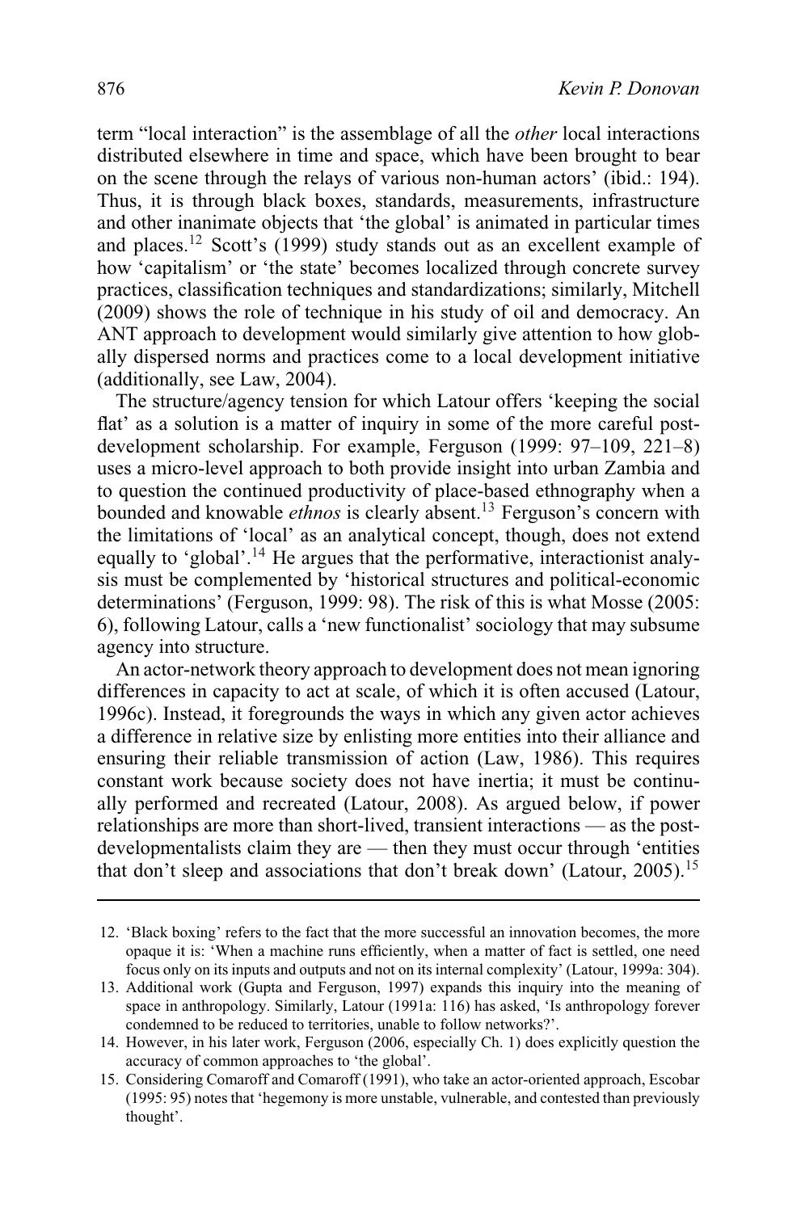term "local interaction" is the assemblage of all the *other* local interactions distributed elsewhere in time and space, which have been brought to bear on the scene through the relays of various non-human actors' (ibid.: 194). Thus, it is through black boxes, standards, measurements, infrastructure and other inanimate objects that 'the global' is animated in particular times and places.[12] Scott's (1999) study stands out as an excellent example of how 'capitalism' or 'the state' becomes localized through concrete survey practices, classification techniques and standardizations; similarly, Mitchell (2009) shows the role of technique in his study of oil and democracy. An ANT approach to development would similarly give attention to how globally dispersed norms and practices come to a local development initiative (additionally, see Law, 2004).

The structure/agency tension for which Latour offers 'keeping the social flat' as a solution is a matter of inquiry in some of the more careful post-development scholarship. For example, Ferguson (1999: 97–109, 221–8) uses a micro-level approach to both provide insight into urban Zambia and to question the continued productivity of place-based ethnography when a bounded and knowable *ethnos* is clearly absent.[13] Ferguson's concern with the limitations of 'local' as an analytical concept, though, does not extend equally to 'global'.[14] He argues that the performative, interactionist analysis must be complemented by 'historical structures and political-economic determinations' (Ferguson, 1999: 98). The risk of this is what Mosse (2005: 6), following Latour, calls a 'new functionalist' sociology that may subsume agency into structure.

An actor-network theory approach to development does not mean ignoring differences in capacity to act at scale, of which it is often accused (Latour, 1996c). Instead, it foregrounds the ways in which any given actor achieves a difference in relative size by enlisting more entities into their alliance and ensuring their reliable transmission of action (Law, 1986). This requires constant work because society does not have inertia; it must be continually performed and recreated (Latour, 2008). As argued below, if power relationships are more than short-lived, transient interactions — as the post-developmentalists claim they are — then they must occur through 'entities that don't sleep and associations that don't break down' (Latour, 2005).[15]

---

12. 'Black boxing' refers to the fact that the more successful an innovation becomes, the more opaque it is: 'When a machine runs efficiently, when a matter of fact is settled, one need focus only on its inputs and outputs and not on its internal complexity' (Latour, 1999a: 304).
13. Additional work (Gupta and Ferguson, 1997) expands this inquiry into the meaning of space in anthropology. Similarly, Latour (1991a: 116) has asked, 'Is anthropology forever condemned to be reduced to territories, unable to follow networks?'.
14. However, in his later work, Ferguson (2006, especially Ch. 1) does explicitly question the accuracy of common approaches to 'the global'.
15. Considering Comaroff and Comaroff (1991), who take an actor-oriented approach, Escobar (1995: 95) notes that 'hegemony is more unstable, vulnerable, and contested than previously thought'.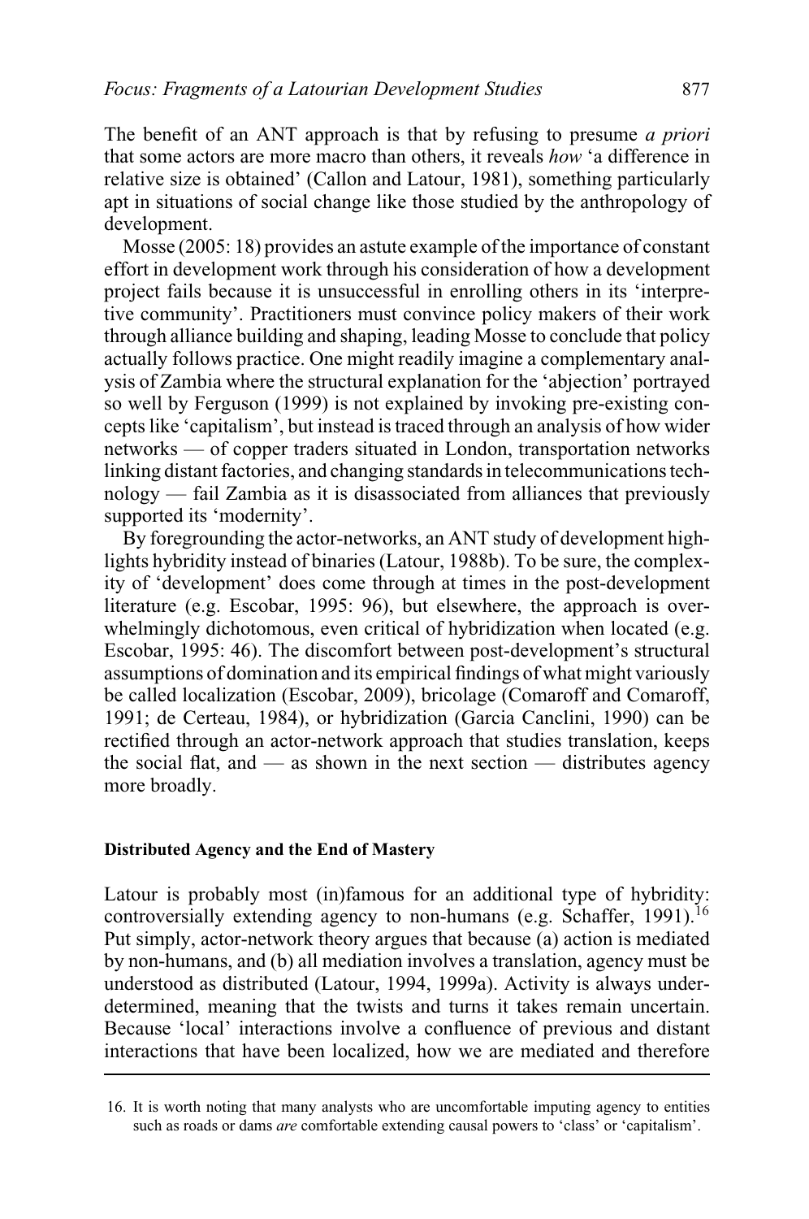The benefit of an ANT approach is that by refusing to presume *a priori* that some actors are more macro than others, it reveals *how* 'a difference in relative size is obtained' (Callon and Latour, 1981), something particularly apt in situations of social change like those studied by the anthropology of development.

Mosse (2005: 18) provides an astute example of the importance of constant effort in development work through his consideration of how a development project fails because it is unsuccessful in enrolling others in its 'interpretive community'. Practitioners must convince policy makers of their work through alliance building and shaping, leading Mosse to conclude that policy actually follows practice. One might readily imagine a complementary analysis of Zambia where the structural explanation for the 'abjection' portrayed so well by Ferguson (1999) is not explained by invoking pre-existing concepts like 'capitalism', but instead is traced through an analysis of how wider networks — of copper traders situated in London, transportation networks linking distant factories, and changing standards in telecommunications technology — fail Zambia as it is disassociated from alliances that previously supported its 'modernity'.

By foregrounding the actor-networks, an ANT study of development highlights hybridity instead of binaries (Latour, 1988b). To be sure, the complexity of 'development' does come through at times in the post-development literature (e.g. Escobar, 1995: 96), but elsewhere, the approach is overwhelmingly dichotomous, even critical of hybridization when located (e.g. Escobar, 1995: 46). The discomfort between post-development's structural assumptions of domination and its empirical findings of what might variously be called localization (Escobar, 2009), bricolage (Comaroff and Comaroff, 1991; de Certeau, 1984), or hybridization (Garcia Canclini, 1990) can be rectified through an actor-network approach that studies translation, keeps the social flat, and — as shown in the next section — distributes agency more broadly.

#### Distributed Agency and the End of Mastery

Latour is probably most (in)famous for an additional type of hybridity: controversially extending agency to non-humans (e.g. Schaffer, 1991).[16] Put simply, actor-network theory argues that because (a) action is mediated by non-humans, and (b) all mediation involves a translation, agency must be understood as distributed (Latour, 1994, 1999a). Activity is always underdetermined, meaning that the twists and turns it takes remain uncertain. Because 'local' interactions involve a confluence of previous and distant interactions that have been localized, how we are mediated and therefore

16. It is worth noting that many analysts who are uncomfortable imputing agency to entities such as roads or dams *are* comfortable extending causal powers to 'class' or 'capitalism'.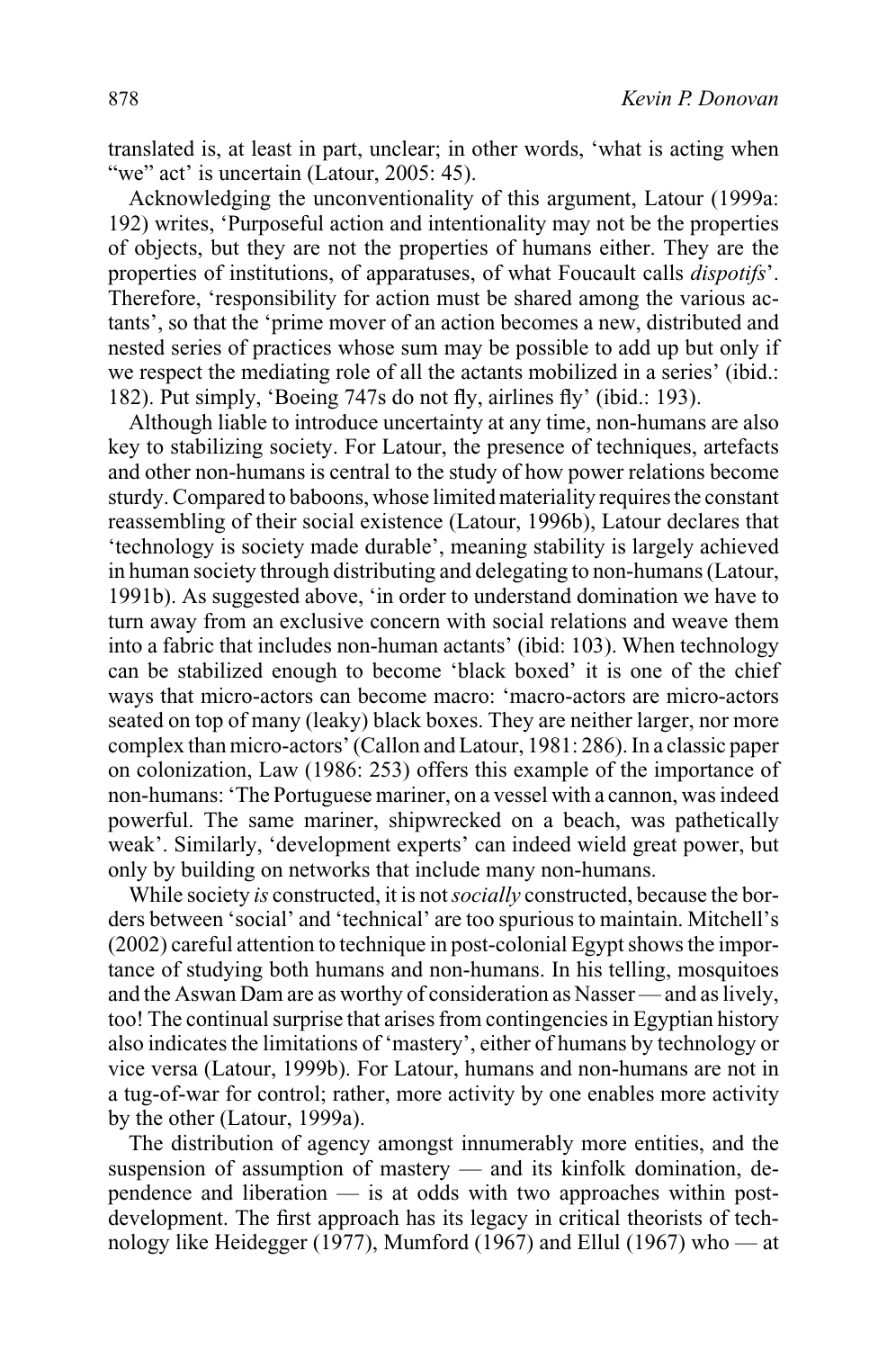translated is, at least in part, unclear; in other words, 'what is acting when "we" act' is uncertain (Latour, 2005: 45).

Acknowledging the unconventionality of this argument, Latour (1999a: 192) writes, 'Purposeful action and intentionality may not be the properties of objects, but they are not the properties of humans either. They are the properties of institutions, of apparatuses, of what Foucault calls *dispotifs*'. Therefore, 'responsibility for action must be shared among the various actants', so that the 'prime mover of an action becomes a new, distributed and nested series of practices whose sum may be possible to add up but only if we respect the mediating role of all the actants mobilized in a series' (ibid.: 182). Put simply, 'Boeing 747s do not fly, airlines fly' (ibid.: 193).

Although liable to introduce uncertainty at any time, non-humans are also key to stabilizing society. For Latour, the presence of techniques, artefacts and other non-humans is central to the study of how power relations become sturdy. Compared to baboons, whose limited materiality requires the constant reassembling of their social existence (Latour, 1996b), Latour declares that 'technology is society made durable', meaning stability is largely achieved in human society through distributing and delegating to non-humans (Latour, 1991b). As suggested above, 'in order to understand domination we have to turn away from an exclusive concern with social relations and weave them into a fabric that includes non-human actants' (ibid: 103). When technology can be stabilized enough to become 'black boxed' it is one of the chief ways that micro-actors can become macro: 'macro-actors are micro-actors seated on top of many (leaky) black boxes. They are neither larger, nor more complex than micro-actors' (Callon and Latour, 1981: 286). In a classic paper on colonization, Law (1986: 253) offers this example of the importance of non-humans: 'The Portuguese mariner, on a vessel with a cannon, was indeed powerful. The same mariner, shipwrecked on a beach, was pathetically weak'. Similarly, 'development experts' can indeed wield great power, but only by building on networks that include many non-humans.

While society *is* constructed, it is not *socially* constructed, because the borders between 'social' and 'technical' are too spurious to maintain. Mitchell's (2002) careful attention to technique in post-colonial Egypt shows the importance of studying both humans and non-humans. In his telling, mosquitoes and the Aswan Dam are as worthy of consideration as Nasser — and as lively, too! The continual surprise that arises from contingencies in Egyptian history also indicates the limitations of 'mastery', either of humans by technology or vice versa (Latour, 1999b). For Latour, humans and non-humans are not in a tug-of-war for control; rather, more activity by one enables more activity by the other (Latour, 1999a).

The distribution of agency amongst innumerably more entities, and the suspension of assumption of mastery — and its kinfolk domination, dependence and liberation — is at odds with two approaches within post-development. The first approach has its legacy in critical theorists of technology like Heidegger (1977), Mumford (1967) and Ellul (1967) who — at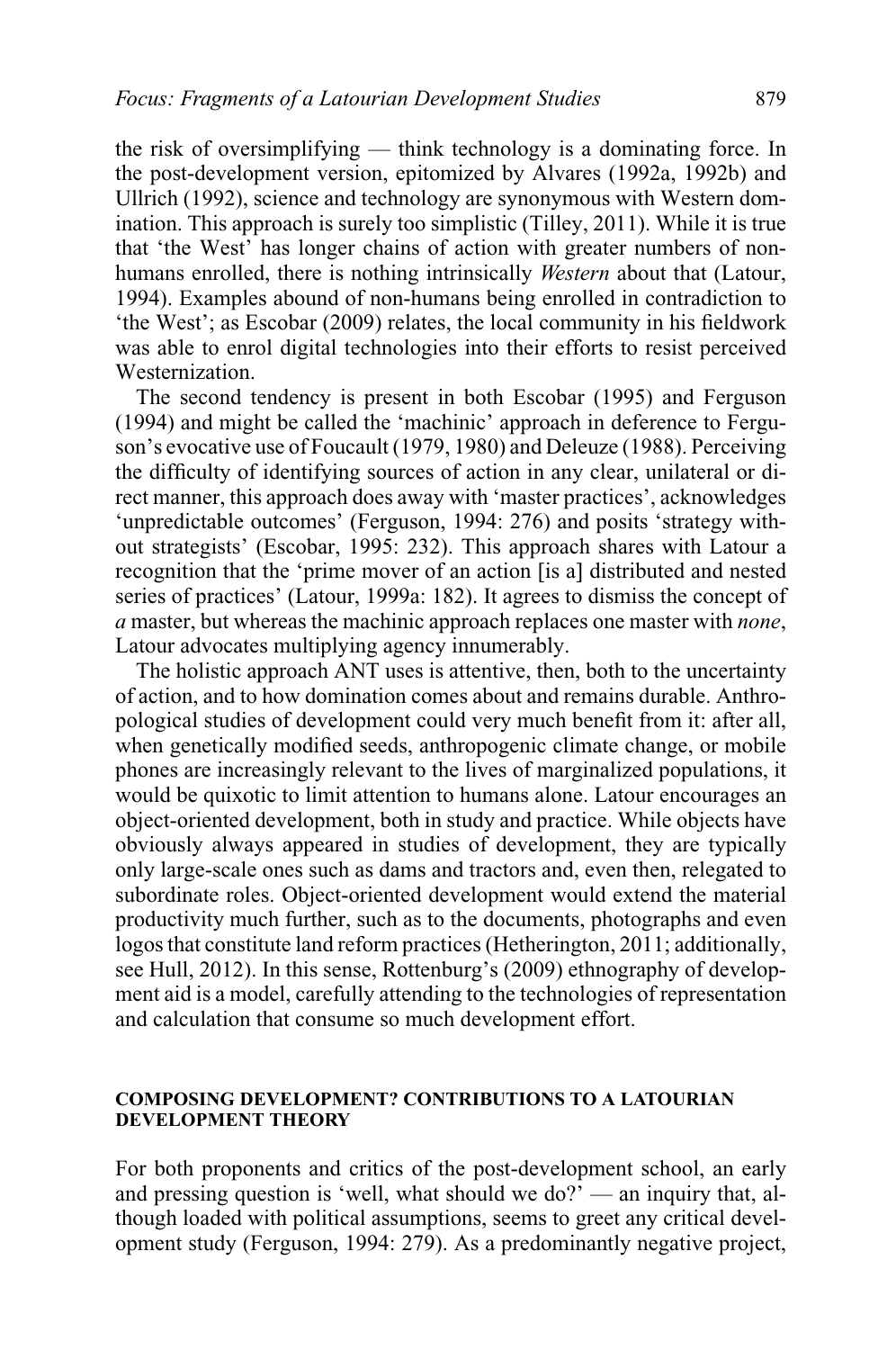the risk of oversimplifying — think technology is a dominating force. In the post-development version, epitomized by Alvares (1992a, 1992b) and Ullrich (1992), science and technology are synonymous with Western domination. This approach is surely too simplistic (Tilley, 2011). While it is true that 'the West' has longer chains of action with greater numbers of non-humans enrolled, there is nothing intrinsically *Western* about that (Latour, 1994). Examples abound of non-humans being enrolled in contradiction to 'the West'; as Escobar (2009) relates, the local community in his fieldwork was able to enrol digital technologies into their efforts to resist perceived Westernization.

The second tendency is present in both Escobar (1995) and Ferguson (1994) and might be called the 'machinic' approach in deference to Ferguson's evocative use of Foucault (1979, 1980) and Deleuze (1988). Perceiving the difficulty of identifying sources of action in any clear, unilateral or direct manner, this approach does away with 'master practices', acknowledges 'unpredictable outcomes' (Ferguson, 1994: 276) and posits 'strategy without strategists' (Escobar, 1995: 232). This approach shares with Latour a recognition that the 'prime mover of an action [is a] distributed and nested series of practices' (Latour, 1999a: 182). It agrees to dismiss the concept of *a* master, but whereas the machinic approach replaces one master with *none*, Latour advocates multiplying agency innumerably.

The holistic approach ANT uses is attentive, then, both to the uncertainty of action, and to how domination comes about and remains durable. Anthropological studies of development could very much benefit from it: after all, when genetically modified seeds, anthropogenic climate change, or mobile phones are increasingly relevant to the lives of marginalized populations, it would be quixotic to limit attention to humans alone. Latour encourages an object-oriented development, both in study and practice. While objects have obviously always appeared in studies of development, they are typically only large-scale ones such as dams and tractors and, even then, relegated to subordinate roles. Object-oriented development would extend the material productivity much further, such as to the documents, photographs and even logos that constitute land reform practices (Hetherington, 2011; additionally, see Hull, 2012). In this sense, Rottenburg's (2009) ethnography of development aid is a model, carefully attending to the technologies of representation and calculation that consume so much development effort.

## COMPOSING DEVELOPMENT? CONTRIBUTIONS TO A LATOURIAN DEVELOPMENT THEORY

For both proponents and critics of the post-development school, an early and pressing question is 'well, what should we do?' — an inquiry that, although loaded with political assumptions, seems to greet any critical development study (Ferguson, 1994: 279). As a predominantly negative project,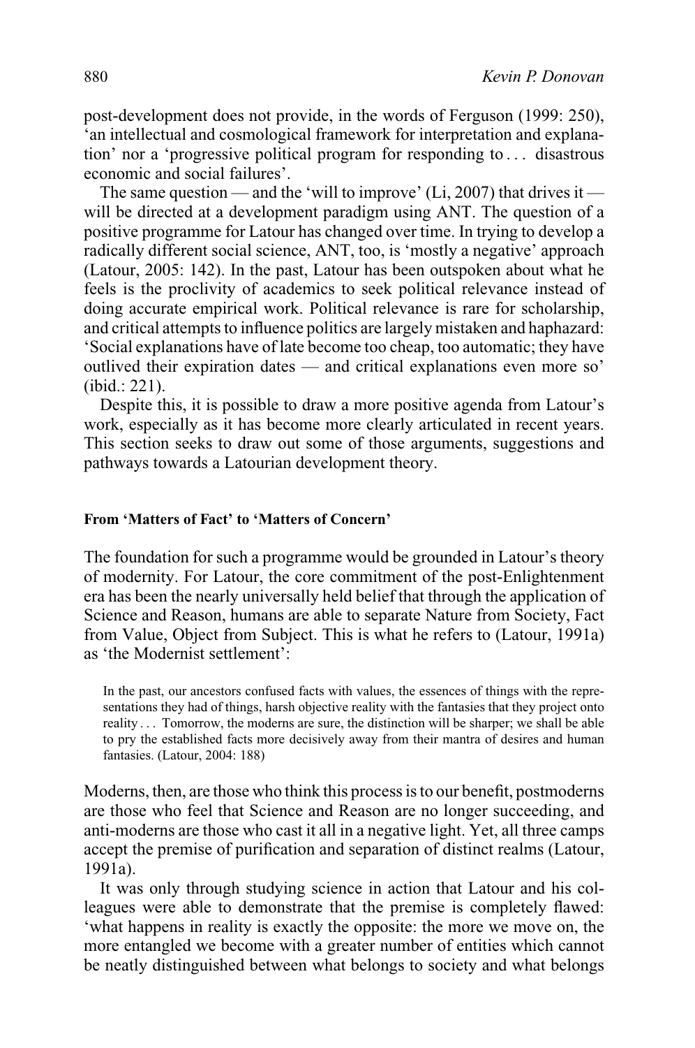post-development does not provide, in the words of Ferguson (1999: 250), 'an intellectual and cosmological framework for interpretation and explanation' nor a 'progressive political program for responding to . . . disastrous economic and social failures'.

The same question — and the 'will to improve' (Li, 2007) that drives it — will be directed at a development paradigm using ANT. The question of a positive programme for Latour has changed over time. In trying to develop a radically different social science, ANT, too, is 'mostly a negative' approach (Latour, 2005: 142). In the past, Latour has been outspoken about what he feels is the proclivity of academics to seek political relevance instead of doing accurate empirical work. Political relevance is rare for scholarship, and critical attempts to influence politics are largely mistaken and haphazard: 'Social explanations have of late become too cheap, too automatic; they have outlived their expiration dates — and critical explanations even more so' (ibid.: 221).

Despite this, it is possible to draw a more positive agenda from Latour's work, especially as it has become more clearly articulated in recent years. This section seeks to draw out some of those arguments, suggestions and pathways towards a Latourian development theory.

#### From 'Matters of Fact' to 'Matters of Concern'

The foundation for such a programme would be grounded in Latour's theory of modernity. For Latour, the core commitment of the post-Enlightenment era has been the nearly universally held belief that through the application of Science and Reason, humans are able to separate Nature from Society, Fact from Value, Object from Subject. This is what he refers to (Latour, 1991a) as 'the Modernist settlement':

> In the past, our ancestors confused facts with values, the essences of things with the representations they had of things, harsh objective reality with the fantasies that they project onto reality . . . Tomorrow, the moderns are sure, the distinction will be sharper; we shall be able to pry the established facts more decisively away from their mantra of desires and human fantasies. (Latour, 2004: 188)

Moderns, then, are those who think this process is to our benefit, postmoderns are those who feel that Science and Reason are no longer succeeding, and anti-moderns are those who cast it all in a negative light. Yet, all three camps accept the premise of purification and separation of distinct realms (Latour, 1991a).

It was only through studying science in action that Latour and his colleagues were able to demonstrate that the premise is completely flawed: 'what happens in reality is exactly the opposite: the more we move on, the more entangled we become with a greater number of entities which cannot be neatly distinguished between what belongs to society and what belongs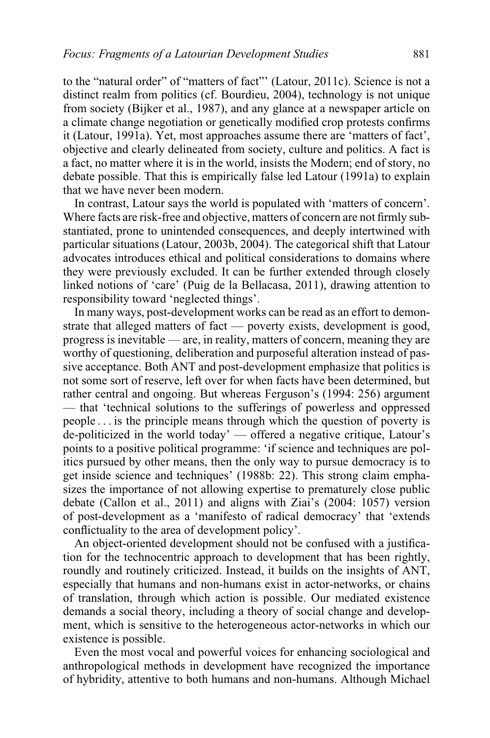to the "natural order" of "matters of fact"' (Latour, 2011c). Science is not a distinct realm from politics (cf. Bourdieu, 2004), technology is not unique from society (Bijker et al., 1987), and any glance at a newspaper article on a climate change negotiation or genetically modified crop protests confirms it (Latour, 1991a). Yet, most approaches assume there are 'matters of fact', objective and clearly delineated from society, culture and politics. A fact is a fact, no matter where it is in the world, insists the Modern; end of story, no debate possible. That this is empirically false led Latour (1991a) to explain that we have never been modern.

In contrast, Latour says the world is populated with 'matters of concern'. Where facts are risk-free and objective, matters of concern are not firmly substantiated, prone to unintended consequences, and deeply intertwined with particular situations (Latour, 2003b, 2004). The categorical shift that Latour advocates introduces ethical and political considerations to domains where they were previously excluded. It can be further extended through closely linked notions of 'care' (Puig de la Bellacasa, 2011), drawing attention to responsibility toward 'neglected things'.

In many ways, post-development works can be read as an effort to demonstrate that alleged matters of fact — poverty exists, development is good, progress is inevitable — are, in reality, matters of concern, meaning they are worthy of questioning, deliberation and purposeful alteration instead of passive acceptance. Both ANT and post-development emphasize that politics is not some sort of reserve, left over for when facts have been determined, but rather central and ongoing. But whereas Ferguson's (1994: 256) argument — that 'technical solutions to the sufferings of powerless and oppressed people . . . is the principle means through which the question of poverty is de-politicized in the world today' — offered a negative critique, Latour's points to a positive political programme: 'if science and techniques are politics pursued by other means, then the only way to pursue democracy is to get inside science and techniques' (1988b: 22). This strong claim emphasizes the importance of not allowing expertise to prematurely close public debate (Callon et al., 2011) and aligns with Ziai's (2004: 1057) version of post-development as a 'manifesto of radical democracy' that 'extends conflictuality to the area of development policy'.

An object-oriented development should not be confused with a justification for the technocentric approach to development that has been rightly, roundly and routinely criticized. Instead, it builds on the insights of ANT, especially that humans and non-humans exist in actor-networks, or chains of translation, through which action is possible. Our mediated existence demands a social theory, including a theory of social change and development, which is sensitive to the heterogeneous actor-networks in which our existence is possible.

Even the most vocal and powerful voices for enhancing sociological and anthropological methods in development have recognized the importance of hybridity, attentive to both humans and non-humans. Although Michael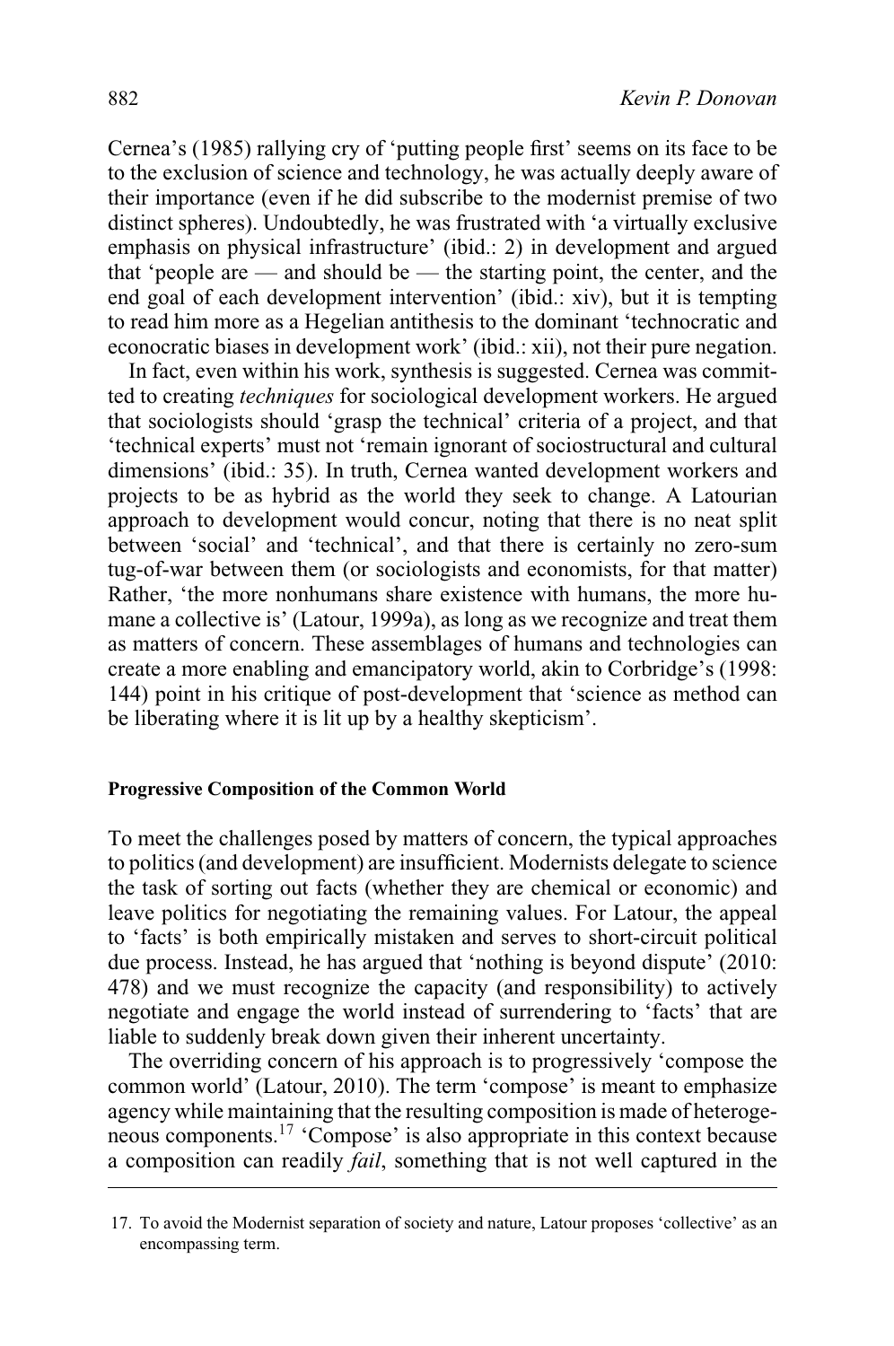Cernea's (1985) rallying cry of 'putting people first' seems on its face to be to the exclusion of science and technology, he was actually deeply aware of their importance (even if he did subscribe to the modernist premise of two distinct spheres). Undoubtedly, he was frustrated with 'a virtually exclusive emphasis on physical infrastructure' (ibid.: 2) in development and argued that 'people are — and should be — the starting point, the center, and the end goal of each development intervention' (ibid.: xiv), but it is tempting to read him more as a Hegelian antithesis to the dominant 'technocratic and econocratic biases in development work' (ibid.: xii), not their pure negation.

In fact, even within his work, synthesis is suggested. Cernea was committed to creating *techniques* for sociological development workers. He argued that sociologists should 'grasp the technical' criteria of a project, and that 'technical experts' must not 'remain ignorant of sociostructural and cultural dimensions' (ibid.: 35). In truth, Cernea wanted development workers and projects to be as hybrid as the world they seek to change. A Latourian approach to development would concur, noting that there is no neat split between 'social' and 'technical', and that there is certainly no zero-sum tug-of-war between them (or sociologists and economists, for that matter) Rather, 'the more nonhumans share existence with humans, the more humane a collective is' (Latour, 1999a), as long as we recognize and treat them as matters of concern. These assemblages of humans and technologies can create a more enabling and emancipatory world, akin to Corbridge's (1998: 144) point in his critique of post-development that 'science as method can be liberating where it is lit up by a healthy skepticism'.

#### Progressive Composition of the Common World

To meet the challenges posed by matters of concern, the typical approaches to politics (and development) are insufficient. Modernists delegate to science the task of sorting out facts (whether they are chemical or economic) and leave politics for negotiating the remaining values. For Latour, the appeal to 'facts' is both empirically mistaken and serves to short-circuit political due process. Instead, he has argued that 'nothing is beyond dispute' (2010: 478) and we must recognize the capacity (and responsibility) to actively negotiate and engage the world instead of surrendering to 'facts' that are liable to suddenly break down given their inherent uncertainty.

The overriding concern of his approach is to progressively 'compose the common world' (Latour, 2010). The term 'compose' is meant to emphasize agency while maintaining that the resulting composition is made of heterogeneous components.[17] 'Compose' is also appropriate in this context because a composition can readily *fail*, something that is not well captured in the

17. To avoid the Modernist separation of society and nature, Latour proposes 'collective' as an encompassing term.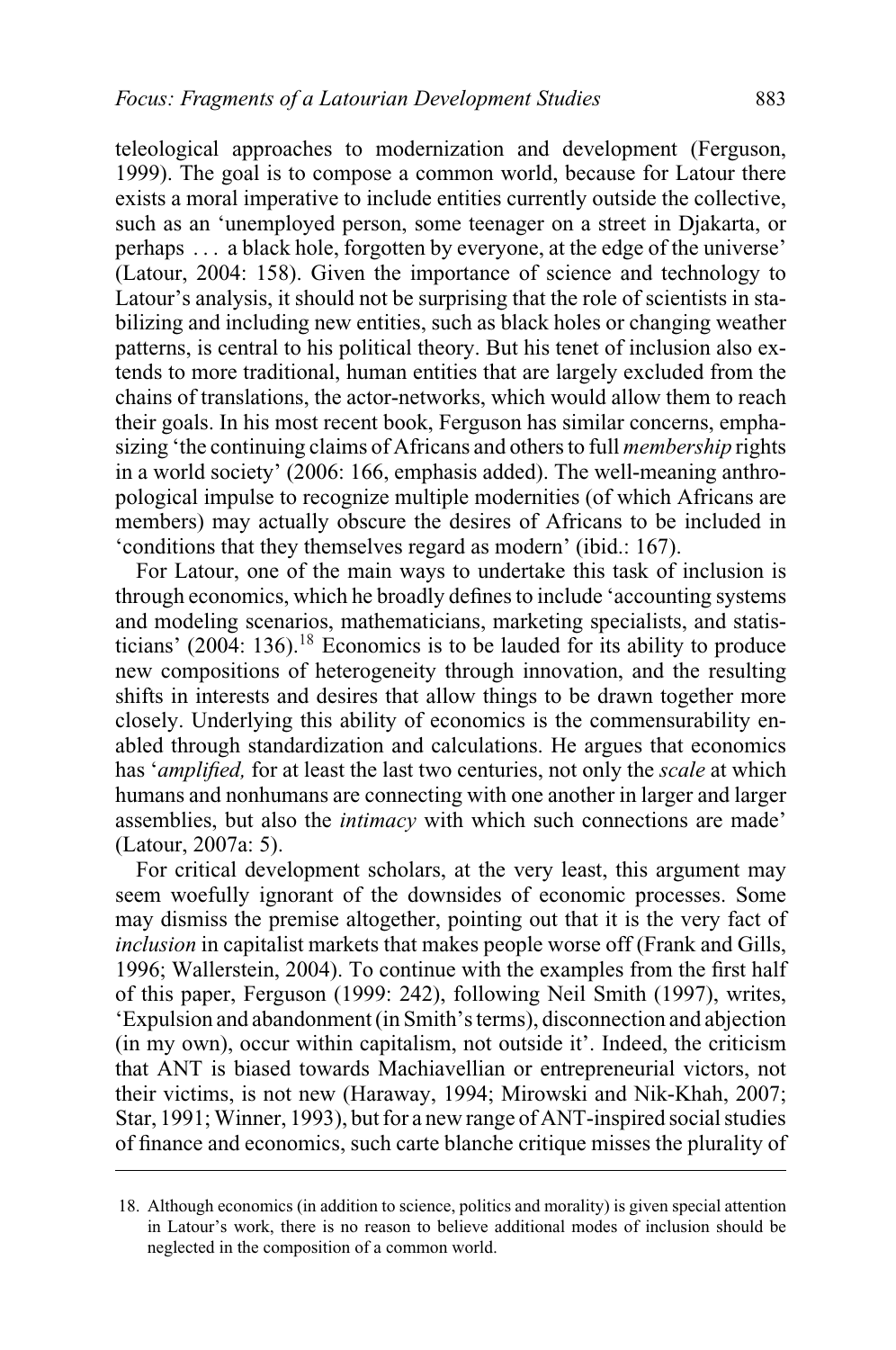teleological approaches to modernization and development (Ferguson, 1999). The goal is to compose a common world, because for Latour there exists a moral imperative to include entities currently outside the collective, such as an 'unemployed person, some teenager on a street in Djakarta, or perhaps . . . a black hole, forgotten by everyone, at the edge of the universe' (Latour, 2004: 158). Given the importance of science and technology to Latour's analysis, it should not be surprising that the role of scientists in stabilizing and including new entities, such as black holes or changing weather patterns, is central to his political theory. But his tenet of inclusion also extends to more traditional, human entities that are largely excluded from the chains of translations, the actor-networks, which would allow them to reach their goals. In his most recent book, Ferguson has similar concerns, emphasizing 'the continuing claims of Africans and others to full *membership* rights in a world society' (2006: 166, emphasis added). The well-meaning anthropological impulse to recognize multiple modernities (of which Africans are members) may actually obscure the desires of Africans to be included in 'conditions that they themselves regard as modern' (ibid.: 167).

For Latour, one of the main ways to undertake this task of inclusion is through economics, which he broadly defines to include 'accounting systems and modeling scenarios, mathematicians, marketing specialists, and statisticians' (2004: 136).[18] Economics is to be lauded for its ability to produce new compositions of heterogeneity through innovation, and the resulting shifts in interests and desires that allow things to be drawn together more closely. Underlying this ability of economics is the commensurability enabled through standardization and calculations. He argues that economics has '*amplified,* for at least the last two centuries, not only the *scale* at which humans and nonhumans are connecting with one another in larger and larger assemblies, but also the *intimacy* with which such connections are made' (Latour, 2007a: 5).

For critical development scholars, at the very least, this argument may seem woefully ignorant of the downsides of economic processes. Some may dismiss the premise altogether, pointing out that it is the very fact of *inclusion* in capitalist markets that makes people worse off (Frank and Gills, 1996; Wallerstein, 2004). To continue with the examples from the first half of this paper, Ferguson (1999: 242), following Neil Smith (1997), writes, 'Expulsion and abandonment (in Smith's terms), disconnection and abjection (in my own), occur within capitalism, not outside it'. Indeed, the criticism that ANT is biased towards Machiavellian or entrepreneurial victors, not their victims, is not new (Haraway, 1994; Mirowski and Nik-Khah, 2007; Star, 1991; Winner, 1993), but for a new range of ANT-inspired social studies of finance and economics, such carte blanche critique misses the plurality of

18. Although economics (in addition to science, politics and morality) is given special attention in Latour's work, there is no reason to believe additional modes of inclusion should be neglected in the composition of a common world.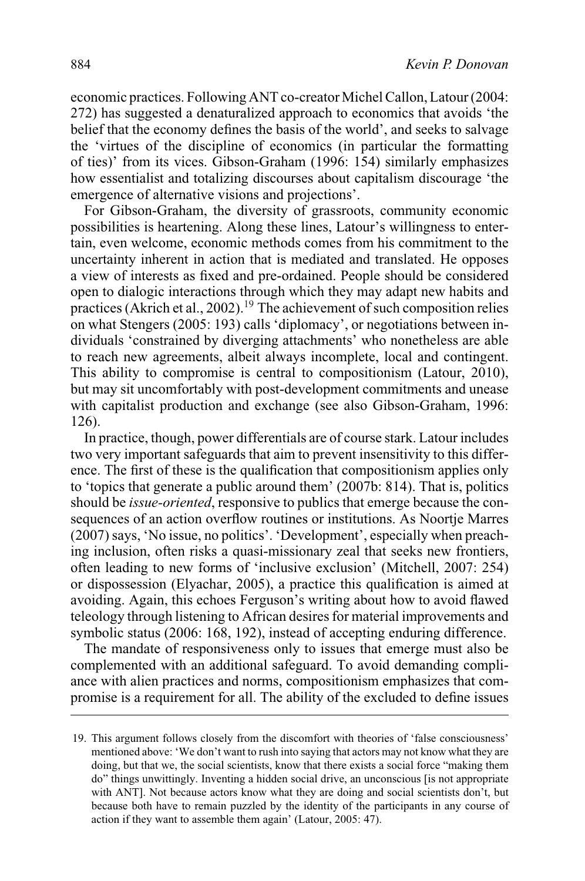economic practices. Following ANT co-creator Michel Callon, Latour (2004: 272) has suggested a denaturalized approach to economics that avoids 'the belief that the economy defines the basis of the world', and seeks to salvage the 'virtues of the discipline of economics (in particular the formatting of ties)' from its vices. Gibson-Graham (1996: 154) similarly emphasizes how essentialist and totalizing discourses about capitalism discourage 'the emergence of alternative visions and projections'.

For Gibson-Graham, the diversity of grassroots, community economic possibilities is heartening. Along these lines, Latour's willingness to entertain, even welcome, economic methods comes from his commitment to the uncertainty inherent in action that is mediated and translated. He opposes a view of interests as fixed and pre-ordained. People should be considered open to dialogic interactions through which they may adapt new habits and practices (Akrich et al., 2002).[19] The achievement of such composition relies on what Stengers (2005: 193) calls 'diplomacy', or negotiations between individuals 'constrained by diverging attachments' who nonetheless are able to reach new agreements, albeit always incomplete, local and contingent. This ability to compromise is central to compositionism (Latour, 2010), but may sit uncomfortably with post-development commitments and unease with capitalist production and exchange (see also Gibson-Graham, 1996: 126).

In practice, though, power differentials are of course stark. Latour includes two very important safeguards that aim to prevent insensitivity to this difference. The first of these is the qualification that compositionism applies only to 'topics that generate a public around them' (2007b: 814). That is, politics should be *issue-oriented*, responsive to publics that emerge because the consequences of an action overflow routines or institutions. As Noortje Marres (2007) says, 'No issue, no politics'. 'Development', especially when preaching inclusion, often risks a quasi-missionary zeal that seeks new frontiers, often leading to new forms of 'inclusive exclusion' (Mitchell, 2007: 254) or dispossession (Elyachar, 2005), a practice this qualification is aimed at avoiding. Again, this echoes Ferguson's writing about how to avoid flawed teleology through listening to African desires for material improvements and symbolic status (2006: 168, 192), instead of accepting enduring difference.

The mandate of responsiveness only to issues that emerge must also be complemented with an additional safeguard. To avoid demanding compliance with alien practices and norms, compositionism emphasizes that compromise is a requirement for all. The ability of the excluded to define issues

19. This argument follows closely from the discomfort with theories of 'false consciousness' mentioned above: 'We don't want to rush into saying that actors may not know what they are doing, but that we, the social scientists, know that there exists a social force "making them do" things unwittingly. Inventing a hidden social drive, an unconscious [is not appropriate with ANT]. Not because actors know what they are doing and social scientists don't, but because both have to remain puzzled by the identity of the participants in any course of action if they want to assemble them again' (Latour, 2005: 47).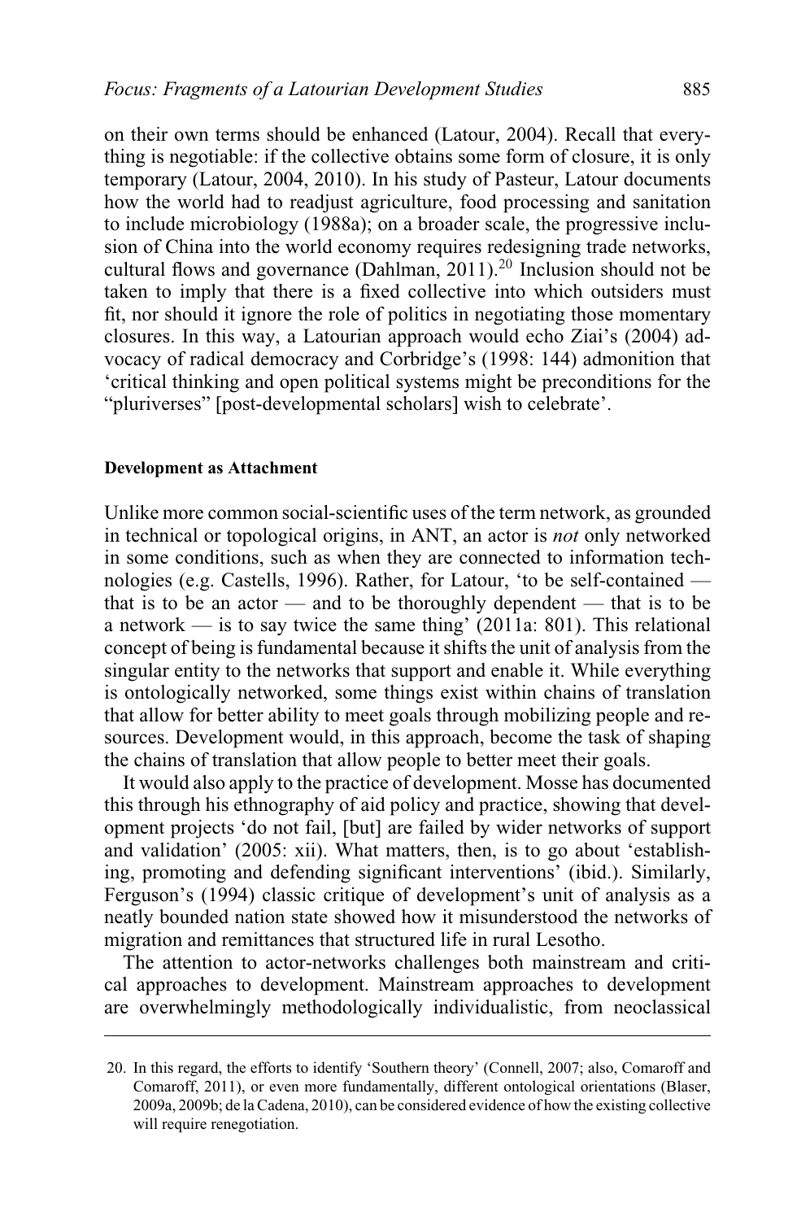on their own terms should be enhanced (Latour, 2004). Recall that everything is negotiable: if the collective obtains some form of closure, it is only temporary (Latour, 2004, 2010). In his study of Pasteur, Latour documents how the world had to readjust agriculture, food processing and sanitation to include microbiology (1988a); on a broader scale, the progressive inclusion of China into the world economy requires redesigning trade networks, cultural flows and governance (Dahlman, 2011).[20] Inclusion should not be taken to imply that there is a fixed collective into which outsiders must fit, nor should it ignore the role of politics in negotiating those momentary closures. In this way, a Latourian approach would echo Ziai's (2004) advocacy of radical democracy and Corbridge's (1998: 144) admonition that 'critical thinking and open political systems might be preconditions for the "pluriverses" [post-developmental scholars] wish to celebrate'.

#### Development as Attachment

Unlike more common social-scientific uses of the term network, as grounded in technical or topological origins, in ANT, an actor is *not* only networked in some conditions, such as when they are connected to information technologies (e.g. Castells, 1996). Rather, for Latour, 'to be self-contained — that is to be an actor — and to be thoroughly dependent — that is to be a network — is to say twice the same thing' (2011a: 801). This relational concept of being is fundamental because it shifts the unit of analysis from the singular entity to the networks that support and enable it. While everything is ontologically networked, some things exist within chains of translation that allow for better ability to meet goals through mobilizing people and resources. Development would, in this approach, become the task of shaping the chains of translation that allow people to better meet their goals.

It would also apply to the practice of development. Mosse has documented this through his ethnography of aid policy and practice, showing that development projects 'do not fail, [but] are failed by wider networks of support and validation' (2005: xii). What matters, then, is to go about 'establishing, promoting and defending significant interventions' (ibid.). Similarly, Ferguson's (1994) classic critique of development's unit of analysis as a neatly bounded nation state showed how it misunderstood the networks of migration and remittances that structured life in rural Lesotho.

The attention to actor-networks challenges both mainstream and critical approaches to development. Mainstream approaches to development are overwhelmingly methodologically individualistic, from neoclassical

---

20. In this regard, the efforts to identify 'Southern theory' (Connell, 2007; also, Comaroff and Comaroff, 2011), or even more fundamentally, different ontological orientations (Blaser, 2009a, 2009b; de la Cadena, 2010), can be considered evidence of how the existing collective will require renegotiation.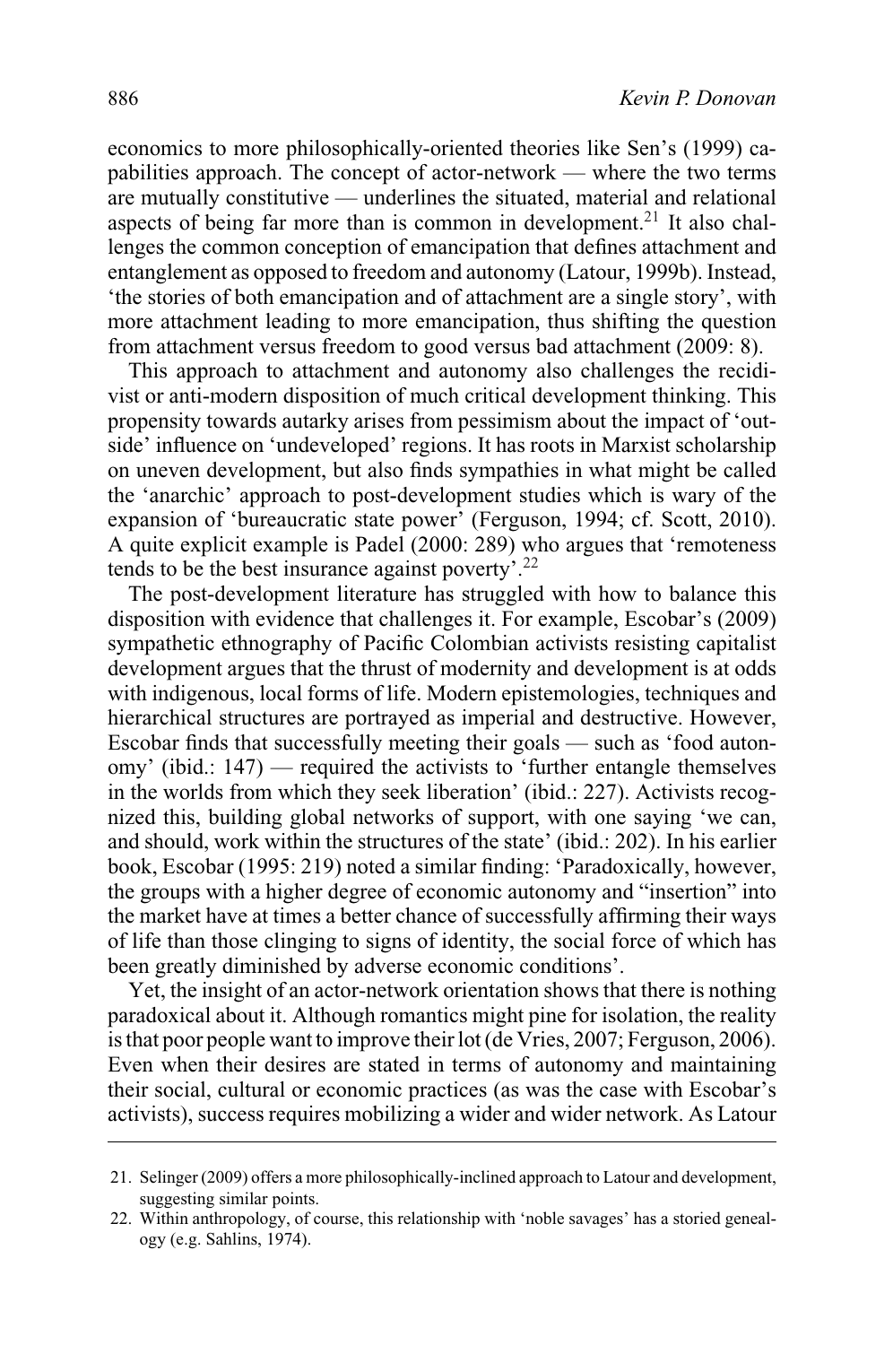economics to more philosophically-oriented theories like Sen's (1999) capabilities approach. The concept of actor-network — where the two terms are mutually constitutive — underlines the situated, material and relational aspects of being far more than is common in development.[21] It also challenges the common conception of emancipation that defines attachment and entanglement as opposed to freedom and autonomy (Latour, 1999b). Instead, 'the stories of both emancipation and of attachment are a single story', with more attachment leading to more emancipation, thus shifting the question from attachment versus freedom to good versus bad attachment (2009: 8).

This approach to attachment and autonomy also challenges the recidivist or anti-modern disposition of much critical development thinking. This propensity towards autarky arises from pessimism about the impact of 'outside' influence on 'undeveloped' regions. It has roots in Marxist scholarship on uneven development, but also finds sympathies in what might be called the 'anarchic' approach to post-development studies which is wary of the expansion of 'bureaucratic state power' (Ferguson, 1994; cf. Scott, 2010). A quite explicit example is Padel (2000: 289) who argues that 'remoteness tends to be the best insurance against poverty'.[22]

The post-development literature has struggled with how to balance this disposition with evidence that challenges it. For example, Escobar's (2009) sympathetic ethnography of Pacific Colombian activists resisting capitalist development argues that the thrust of modernity and development is at odds with indigenous, local forms of life. Modern epistemologies, techniques and hierarchical structures are portrayed as imperial and destructive. However, Escobar finds that successfully meeting their goals — such as 'food autonomy' (ibid.: 147) — required the activists to 'further entangle themselves in the worlds from which they seek liberation' (ibid.: 227). Activists recognized this, building global networks of support, with one saying 'we can, and should, work within the structures of the state' (ibid.: 202). In his earlier book, Escobar (1995: 219) noted a similar finding: 'Paradoxically, however, the groups with a higher degree of economic autonomy and "insertion" into the market have at times a better chance of successfully affirming their ways of life than those clinging to signs of identity, the social force of which has been greatly diminished by adverse economic conditions'.

Yet, the insight of an actor-network orientation shows that there is nothing paradoxical about it. Although romantics might pine for isolation, the reality is that poor people want to improve their lot (de Vries, 2007; Ferguson, 2006). Even when their desires are stated in terms of autonomy and maintaining their social, cultural or economic practices (as was the case with Escobar's activists), success requires mobilizing a wider and wider network. As Latour

---

21. Selinger (2009) offers a more philosophically-inclined approach to Latour and development, suggesting similar points.
22. Within anthropology, of course, this relationship with 'noble savages' has a storied genealogy (e.g. Sahlins, 1974).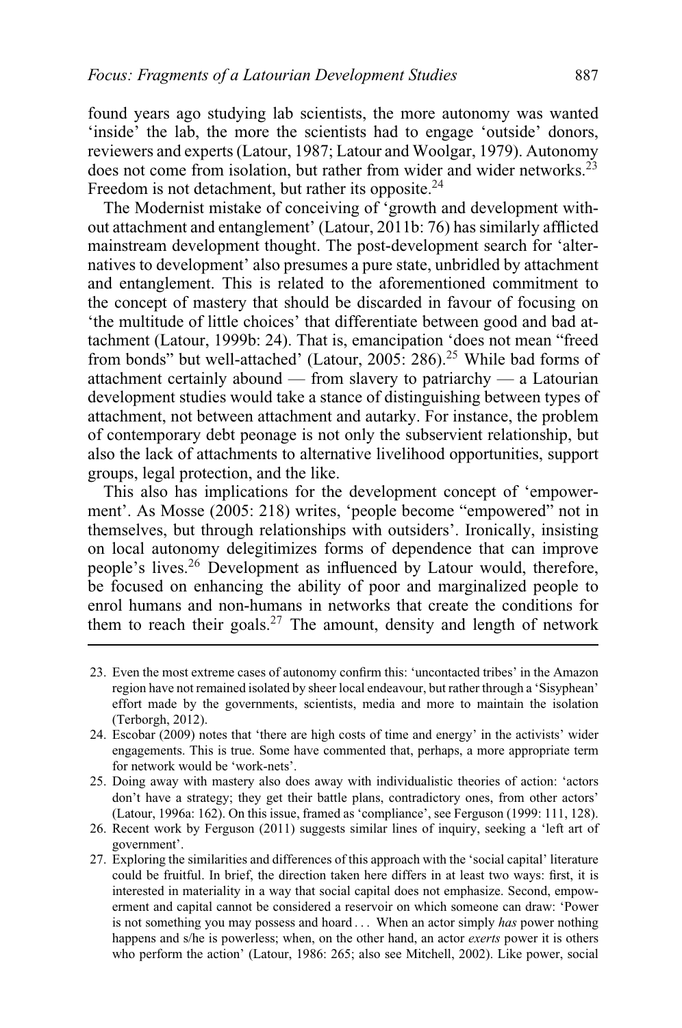found years ago studying lab scientists, the more autonomy was wanted 'inside' the lab, the more the scientists had to engage 'outside' donors, reviewers and experts (Latour, 1987; Latour and Woolgar, 1979). Autonomy does not come from isolation, but rather from wider and wider networks.[23] Freedom is not detachment, but rather its opposite.[24]

The Modernist mistake of conceiving of 'growth and development without attachment and entanglement' (Latour, 2011b: 76) has similarly afflicted mainstream development thought. The post-development search for 'alternatives to development' also presumes a pure state, unbridled by attachment and entanglement. This is related to the aforementioned commitment to the concept of mastery that should be discarded in favour of focusing on 'the multitude of little choices' that differentiate between good and bad attachment (Latour, 1999b: 24). That is, emancipation 'does not mean "freed from bonds" but well-attached' (Latour, 2005: 286).[25] While bad forms of attachment certainly abound — from slavery to patriarchy — a Latourian development studies would take a stance of distinguishing between types of attachment, not between attachment and autarky. For instance, the problem of contemporary debt peonage is not only the subservient relationship, but also the lack of attachments to alternative livelihood opportunities, support groups, legal protection, and the like.

This also has implications for the development concept of 'empowerment'. As Mosse (2005: 218) writes, 'people become "empowered" not in themselves, but through relationships with outsiders'. Ironically, insisting on local autonomy delegitimizes forms of dependence that can improve people's lives.[26] Development as influenced by Latour would, therefore, be focused on enhancing the ability of poor and marginalized people to enrol humans and non-humans in networks that create the conditions for them to reach their goals.[27] The amount, density and length of network

---

23. Even the most extreme cases of autonomy confirm this: 'uncontacted tribes' in the Amazon region have not remained isolated by sheer local endeavour, but rather through a 'Sisyphean' effort made by the governments, scientists, media and more to maintain the isolation (Terborgh, 2012).
24. Escobar (2009) notes that 'there are high costs of time and energy' in the activists' wider engagements. This is true. Some have commented that, perhaps, a more appropriate term for network would be 'work-nets'.
25. Doing away with mastery also does away with individualistic theories of action: 'actors don't have a strategy; they get their battle plans, contradictory ones, from other actors' (Latour, 1996a: 162). On this issue, framed as 'compliance', see Ferguson (1999: 111, 128).
26. Recent work by Ferguson (2011) suggests similar lines of inquiry, seeking a 'left art of government'.
27. Exploring the similarities and differences of this approach with the 'social capital' literature could be fruitful. In brief, the direction taken here differs in at least two ways: first, it is interested in materiality in a way that social capital does not emphasize. Second, empowerment and capital cannot be considered a reservoir on which someone can draw: 'Power is not something you may possess and hoard . . . When an actor simply *has* power nothing happens and s/he is powerless; when, on the other hand, an actor *exerts* power it is others who perform the action' (Latour, 1986: 265; also see Mitchell, 2002). Like power, social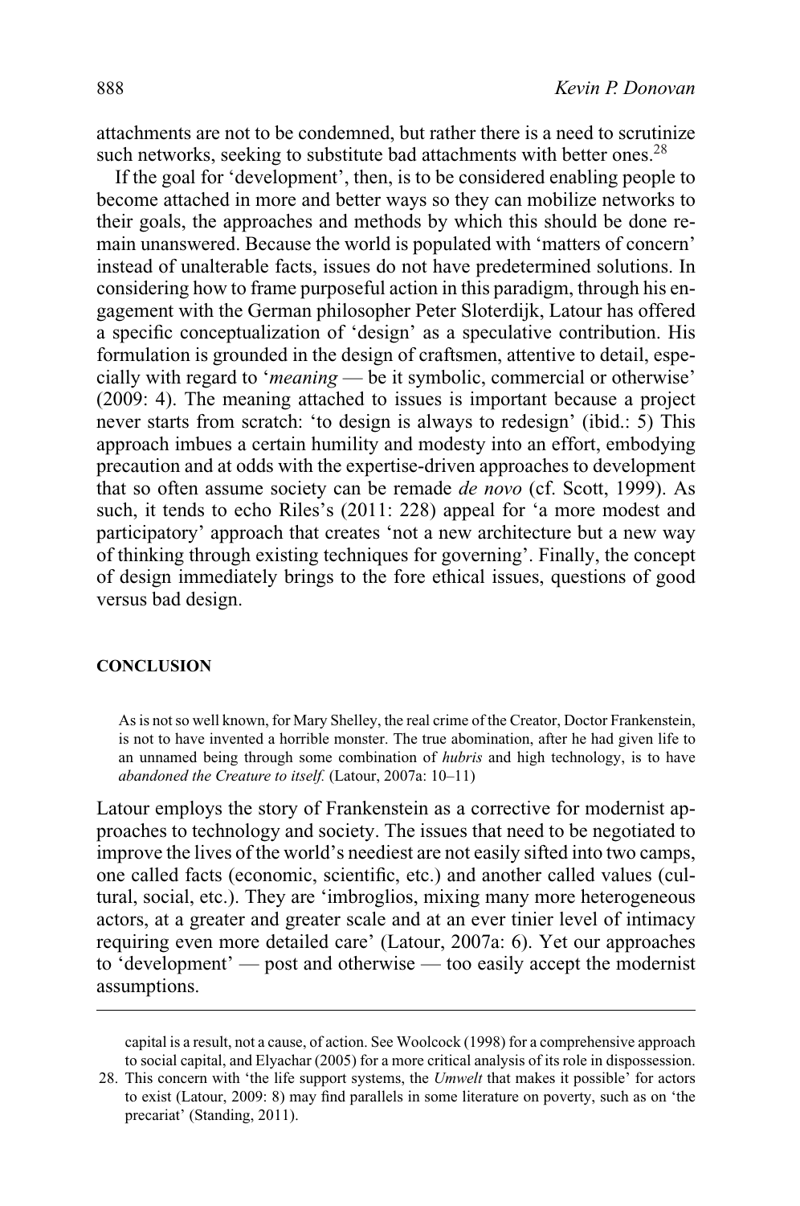attachments are not to be condemned, but rather there is a need to scrutinize such networks, seeking to substitute bad attachments with better ones.[28]

If the goal for 'development', then, is to be considered enabling people to become attached in more and better ways so they can mobilize networks to their goals, the approaches and methods by which this should be done remain unanswered. Because the world is populated with 'matters of concern' instead of unalterable facts, issues do not have predetermined solutions. In considering how to frame purposeful action in this paradigm, through his engagement with the German philosopher Peter Sloterdijk, Latour has offered a specific conceptualization of 'design' as a speculative contribution. His formulation is grounded in the design of craftsmen, attentive to detail, especially with regard to '*meaning* — be it symbolic, commercial or otherwise' (2009: 4). The meaning attached to issues is important because a project never starts from scratch: 'to design is always to redesign' (ibid.: 5) This approach imbues a certain humility and modesty into an effort, embodying precaution and at odds with the expertise-driven approaches to development that so often assume society can be remade *de novo* (cf. Scott, 1999). As such, it tends to echo Riles's (2011: 228) appeal for 'a more modest and participatory' approach that creates 'not a new architecture but a new way of thinking through existing techniques for governing'. Finally, the concept of design immediately brings to the fore ethical issues, questions of good versus bad design.

## CONCLUSION

> As is not so well known, for Mary Shelley, the real crime of the Creator, Doctor Frankenstein, is not to have invented a horrible monster. The true abomination, after he had given life to an unnamed being through some combination of *hubris* and high technology, is to have *abandoned the Creature to itself.* (Latour, 2007a: 10–11)

Latour employs the story of Frankenstein as a corrective for modernist approaches to technology and society. The issues that need to be negotiated to improve the lives of the world's neediest are not easily sifted into two camps, one called facts (economic, scientific, etc.) and another called values (cultural, social, etc.). They are 'imbroglios, mixing many more heterogeneous actors, at a greater and greater scale and at an ever tinier level of intimacy requiring even more detailed care' (Latour, 2007a: 6). Yet our approaches to 'development' — post and otherwise — too easily accept the modernist assumptions.

---

capital is a result, not a cause, of action. See Woolcock (1998) for a comprehensive approach to social capital, and Elyachar (2005) for a more critical analysis of its role in dispossession.

28. This concern with 'the life support systems, the *Umwelt* that makes it possible' for actors to exist (Latour, 2009: 8) may find parallels in some literature on poverty, such as on 'the precariat' (Standing, 2011).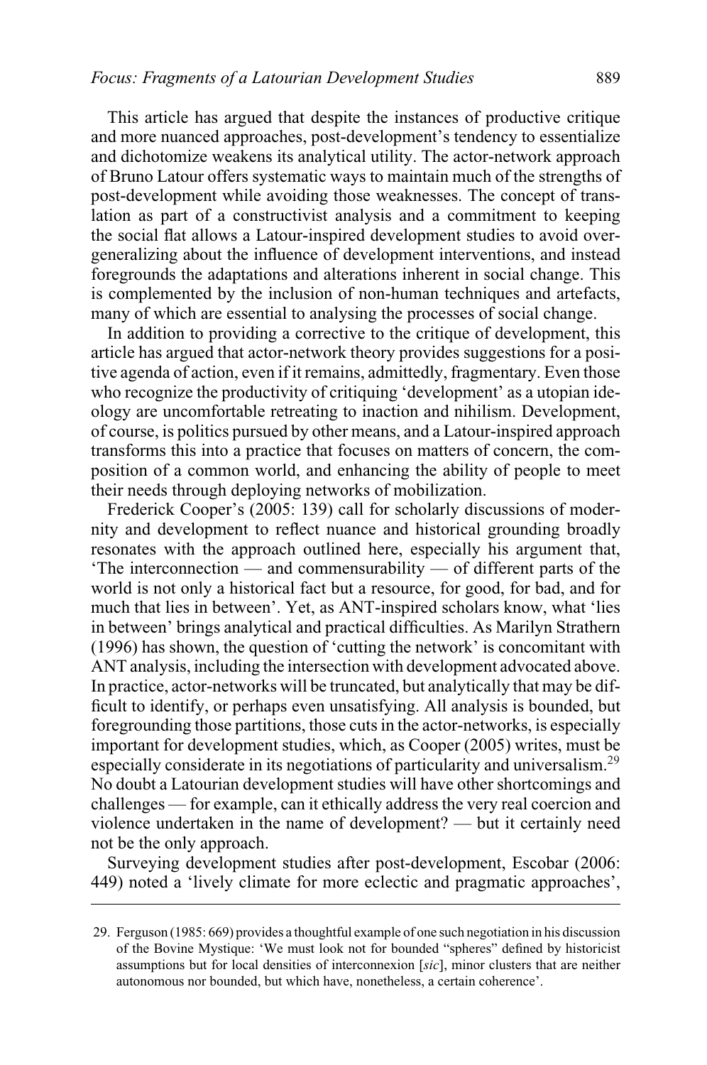This article has argued that despite the instances of productive critique and more nuanced approaches, post-development's tendency to essentialize and dichotomize weakens its analytical utility. The actor-network approach of Bruno Latour offers systematic ways to maintain much of the strengths of post-development while avoiding those weaknesses. The concept of translation as part of a constructivist analysis and a commitment to keeping the social flat allows a Latour-inspired development studies to avoid overgeneralizing about the influence of development interventions, and instead foregrounds the adaptations and alterations inherent in social change. This is complemented by the inclusion of non-human techniques and artefacts, many of which are essential to analysing the processes of social change.

In addition to providing a corrective to the critique of development, this article has argued that actor-network theory provides suggestions for a positive agenda of action, even if it remains, admittedly, fragmentary. Even those who recognize the productivity of critiquing 'development' as a utopian ideology are uncomfortable retreating to inaction and nihilism. Development, of course, is politics pursued by other means, and a Latour-inspired approach transforms this into a practice that focuses on matters of concern, the composition of a common world, and enhancing the ability of people to meet their needs through deploying networks of mobilization.

Frederick Cooper's (2005: 139) call for scholarly discussions of modernity and development to reflect nuance and historical grounding broadly resonates with the approach outlined here, especially his argument that, 'The interconnection — and commensurability — of different parts of the world is not only a historical fact but a resource, for good, for bad, and for much that lies in between'. Yet, as ANT-inspired scholars know, what 'lies in between' brings analytical and practical difficulties. As Marilyn Strathern (1996) has shown, the question of 'cutting the network' is concomitant with ANT analysis, including the intersection with development advocated above. In practice, actor-networks will be truncated, but analytically that may be difficult to identify, or perhaps even unsatisfying. All analysis is bounded, but foregrounding those partitions, those cuts in the actor-networks, is especially important for development studies, which, as Cooper (2005) writes, must be especially considerate in its negotiations of particularity and universalism.[29] No doubt a Latourian development studies will have other shortcomings and challenges — for example, can it ethically address the very real coercion and violence undertaken in the name of development? — but it certainly need not be the only approach.

Surveying development studies after post-development, Escobar (2006: 449) noted a 'lively climate for more eclectic and pragmatic approaches',

29. Ferguson (1985: 669) provides a thoughtful example of one such negotiation in his discussion of the Bovine Mystique: 'We must look not for bounded "spheres" defined by historicist assumptions but for local densities of interconnexion [*sic*], minor clusters that are neither autonomous nor bounded, but which have, nonetheless, a certain coherence'.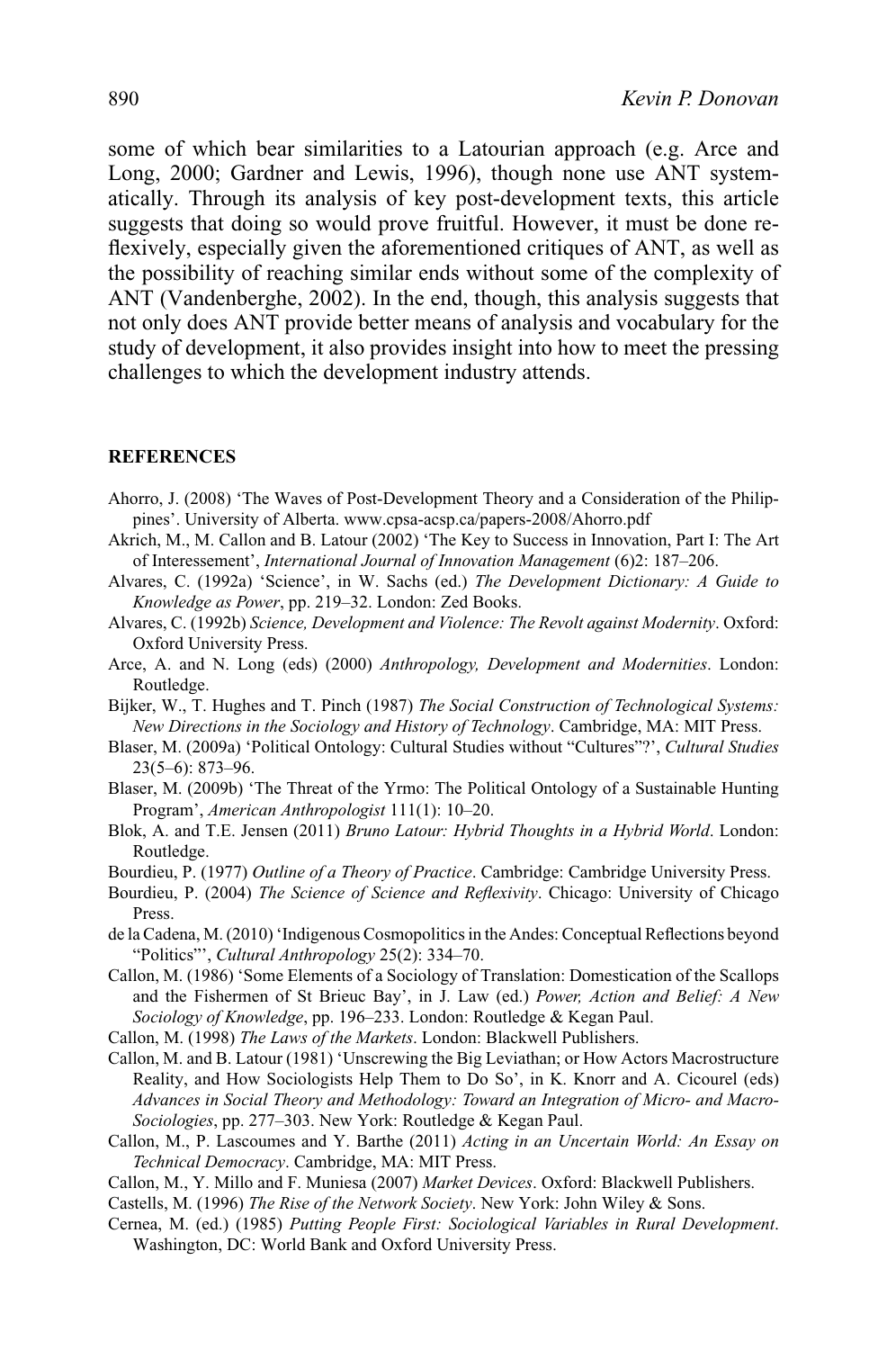some of which bear similarities to a Latourian approach (e.g. Arce and Long, 2000; Gardner and Lewis, 1996), though none use ANT systematically. Through its analysis of key post-development texts, this article suggests that doing so would prove fruitful. However, it must be done reflexively, especially given the aforementioned critiques of ANT, as well as the possibility of reaching similar ends without some of the complexity of ANT (Vandenberghe, 2002). In the end, though, this analysis suggests that not only does ANT provide better means of analysis and vocabulary for the study of development, it also provides insight into how to meet the pressing challenges to which the development industry attends.

## REFERENCES

Ahorro, J. (2008) 'The Waves of Post-Development Theory and a Consideration of the Philippines'. University of Alberta. www.cpsa-acsp.ca/papers-2008/Ahorro.pdf

Akrich, M., M. Callon and B. Latour (2002) 'The Key to Success in Innovation, Part I: The Art of Interessement', *International Journal of Innovation Management* (6)2: 187–206.

Alvares, C. (1992a) 'Science', in W. Sachs (ed.) *The Development Dictionary: A Guide to Knowledge as Power*, pp. 219–32. London: Zed Books.

Alvares, C. (1992b) *Science, Development and Violence: The Revolt against Modernity*. Oxford: Oxford University Press.

Arce, A. and N. Long (eds) (2000) *Anthropology, Development and Modernities*. London: Routledge.

Bijker, W., T. Hughes and T. Pinch (1987) *The Social Construction of Technological Systems: New Directions in the Sociology and History of Technology*. Cambridge, MA: MIT Press.

Blaser, M. (2009a) 'Political Ontology: Cultural Studies without "Cultures"?', *Cultural Studies* 23(5–6): 873–96.

Blaser, M. (2009b) 'The Threat of the Yrmo: The Political Ontology of a Sustainable Hunting Program', *American Anthropologist* 111(1): 10–20.

Blok, A. and T.E. Jensen (2011) *Bruno Latour: Hybrid Thoughts in a Hybrid World*. London: Routledge.

Bourdieu, P. (1977) *Outline of a Theory of Practice*. Cambridge: Cambridge University Press.

Bourdieu, P. (2004) *The Science of Science and Reflexivity*. Chicago: University of Chicago Press.

de la Cadena, M. (2010) 'Indigenous Cosmopolitics in the Andes: Conceptual Reflections beyond "Politics"', *Cultural Anthropology* 25(2): 334–70.

Callon, M. (1986) 'Some Elements of a Sociology of Translation: Domestication of the Scallops and the Fishermen of St Brieuc Bay', in J. Law (ed.) *Power, Action and Belief: A New Sociology of Knowledge*, pp. 196–233. London: Routledge & Kegan Paul.

Callon, M. (1998) *The Laws of the Markets*. London: Blackwell Publishers.

Callon, M. and B. Latour (1981) 'Unscrewing the Big Leviathan; or How Actors Macrostructure Reality, and How Sociologists Help Them to Do So', in K. Knorr and A. Cicourel (eds) *Advances in Social Theory and Methodology: Toward an Integration of Micro- and Macro-Sociologies*, pp. 277–303. New York: Routledge & Kegan Paul.

Callon, M., P. Lascoumes and Y. Barthe (2011) *Acting in an Uncertain World: An Essay on Technical Democracy*. Cambridge, MA: MIT Press.

Callon, M., Y. Millo and F. Muniesa (2007) *Market Devices*. Oxford: Blackwell Publishers.

Castells, M. (1996) *The Rise of the Network Society*. New York: John Wiley & Sons.

Cernea, M. (ed.) (1985) *Putting People First: Sociological Variables in Rural Development*. Washington, DC: World Bank and Oxford University Press.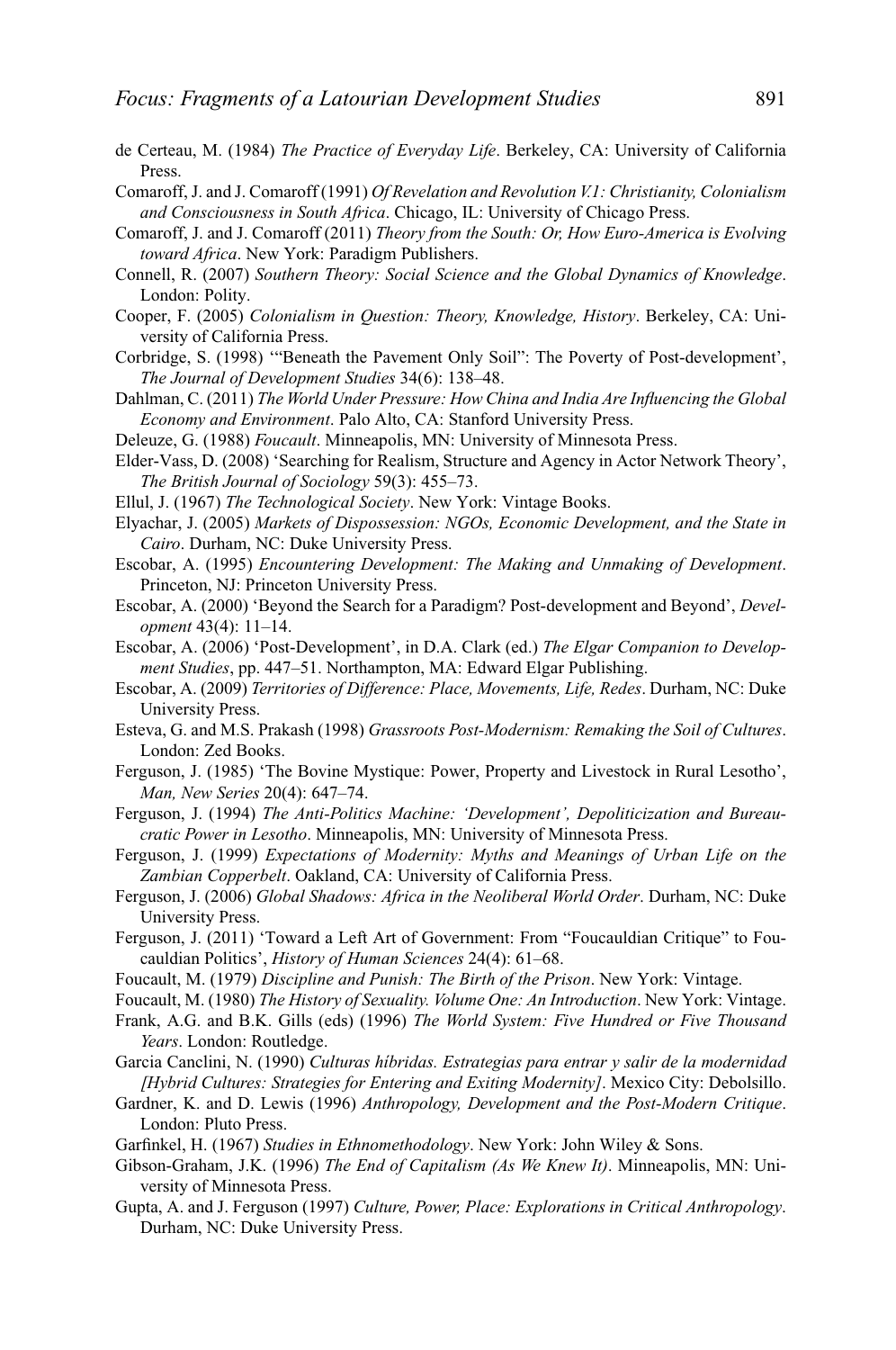de Certeau, M. (1984) *The Practice of Everyday Life*. Berkeley, CA: University of California Press.

Comaroff, J. and J. Comaroff (1991) *Of Revelation and Revolution V.1: Christianity, Colonialism and Consciousness in South Africa*. Chicago, IL: University of Chicago Press.

Comaroff, J. and J. Comaroff (2011) *Theory from the South: Or, How Euro-America is Evolving toward Africa*. New York: Paradigm Publishers.

Connell, R. (2007) *Southern Theory: Social Science and the Global Dynamics of Knowledge*. London: Polity.

Cooper, F. (2005) *Colonialism in Question: Theory, Knowledge, History*. Berkeley, CA: University of California Press.

Corbridge, S. (1998) '"Beneath the Pavement Only Soil": The Poverty of Post-development', *The Journal of Development Studies* 34(6): 138–48.

Dahlman, C. (2011) *The World Under Pressure: How China and India Are Influencing the Global Economy and Environment*. Palo Alto, CA: Stanford University Press.

Deleuze, G. (1988) *Foucault*. Minneapolis, MN: University of Minnesota Press.

Elder-Vass, D. (2008) 'Searching for Realism, Structure and Agency in Actor Network Theory', *The British Journal of Sociology* 59(3): 455–73.

Ellul, J. (1967) *The Technological Society*. New York: Vintage Books.

Elyachar, J. (2005) *Markets of Dispossession: NGOs, Economic Development, and the State in Cairo*. Durham, NC: Duke University Press.

Escobar, A. (1995) *Encountering Development: The Making and Unmaking of Development*. Princeton, NJ: Princeton University Press.

Escobar, A. (2000) 'Beyond the Search for a Paradigm? Post-development and Beyond', *Development* 43(4): 11–14.

Escobar, A. (2006) 'Post-Development', in D.A. Clark (ed.) *The Elgar Companion to Development Studies*, pp. 447–51. Northampton, MA: Edward Elgar Publishing.

Escobar, A. (2009) *Territories of Difference: Place, Movements, Life, Redes*. Durham, NC: Duke University Press.

Esteva, G. and M.S. Prakash (1998) *Grassroots Post-Modernism: Remaking the Soil of Cultures*. London: Zed Books.

Ferguson, J. (1985) 'The Bovine Mystique: Power, Property and Livestock in Rural Lesotho', *Man, New Series* 20(4): 647–74.

Ferguson, J. (1994) *The Anti-Politics Machine: 'Development', Depoliticization and Bureaucratic Power in Lesotho*. Minneapolis, MN: University of Minnesota Press.

Ferguson, J. (1999) *Expectations of Modernity: Myths and Meanings of Urban Life on the Zambian Copperbelt*. Oakland, CA: University of California Press.

Ferguson, J. (2006) *Global Shadows: Africa in the Neoliberal World Order*. Durham, NC: Duke University Press.

Ferguson, J. (2011) 'Toward a Left Art of Government: From "Foucauldian Critique" to Foucauldian Politics', *History of Human Sciences* 24(4): 61–68.

Foucault, M. (1979) *Discipline and Punish: The Birth of the Prison*. New York: Vintage.

Foucault, M. (1980) *The History of Sexuality. Volume One: An Introduction*. New York: Vintage.

Frank, A.G. and B.K. Gills (eds) (1996) *The World System: Five Hundred or Five Thousand Years*. London: Routledge.

Garcia Canclini, N. (1990) *Culturas híbridas. Estrategias para entrar y salir de la modernidad [Hybrid Cultures: Strategies for Entering and Exiting Modernity]*. Mexico City: Debolsillo.

Gardner, K. and D. Lewis (1996) *Anthropology, Development and the Post-Modern Critique*. London: Pluto Press.

Garfinkel, H. (1967) *Studies in Ethnomethodology*. New York: John Wiley & Sons.

Gibson-Graham, J.K. (1996) *The End of Capitalism (As We Knew It)*. Minneapolis, MN: University of Minnesota Press.

Gupta, A. and J. Ferguson (1997) *Culture, Power, Place: Explorations in Critical Anthropology*. Durham, NC: Duke University Press.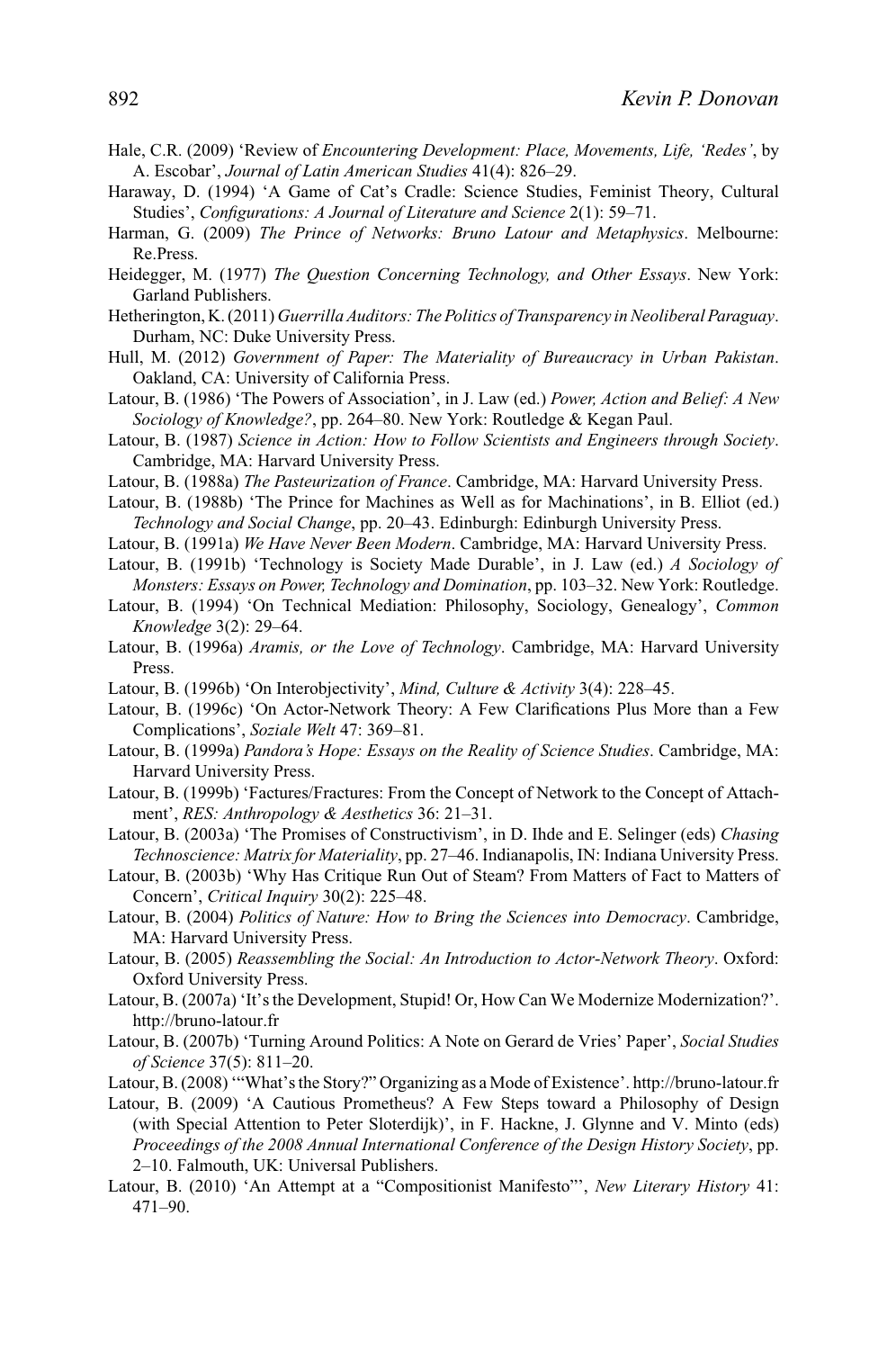Hale, C.R. (2009) 'Review of *Encountering Development: Place, Movements, Life, 'Redes'*, by A. Escobar', *Journal of Latin American Studies* 41(4): 826–29.

Haraway, D. (1994) 'A Game of Cat's Cradle: Science Studies, Feminist Theory, Cultural Studies', *Configurations: A Journal of Literature and Science* 2(1): 59–71.

Harman, G. (2009) *The Prince of Networks: Bruno Latour and Metaphysics*. Melbourne: Re.Press.

Heidegger, M. (1977) *The Question Concerning Technology, and Other Essays*. New York: Garland Publishers.

Hetherington, K. (2011) *Guerrilla Auditors: The Politics of Transparency in Neoliberal Paraguay*. Durham, NC: Duke University Press.

Hull, M. (2012) *Government of Paper: The Materiality of Bureaucracy in Urban Pakistan*. Oakland, CA: University of California Press.

Latour, B. (1986) 'The Powers of Association', in J. Law (ed.) *Power, Action and Belief: A New Sociology of Knowledge?*, pp. 264–80. New York: Routledge & Kegan Paul.

Latour, B. (1987) *Science in Action: How to Follow Scientists and Engineers through Society*. Cambridge, MA: Harvard University Press.

Latour, B. (1988a) *The Pasteurization of France*. Cambridge, MA: Harvard University Press.

Latour, B. (1988b) 'The Prince for Machines as Well as for Machinations', in B. Elliot (ed.) *Technology and Social Change*, pp. 20–43. Edinburgh: Edinburgh University Press.

Latour, B. (1991a) *We Have Never Been Modern*. Cambridge, MA: Harvard University Press.

Latour, B. (1991b) 'Technology is Society Made Durable', in J. Law (ed.) *A Sociology of Monsters: Essays on Power, Technology and Domination*, pp. 103–32. New York: Routledge.

Latour, B. (1994) 'On Technical Mediation: Philosophy, Sociology, Genealogy', *Common Knowledge* 3(2): 29–64.

Latour, B. (1996a) *Aramis, or the Love of Technology*. Cambridge, MA: Harvard University Press.

Latour, B. (1996b) 'On Interobjectivity', *Mind, Culture & Activity* 3(4): 228–45.

Latour, B. (1996c) 'On Actor-Network Theory: A Few Clarifications Plus More than a Few Complications', *Soziale Welt* 47: 369–81.

Latour, B. (1999a) *Pandora's Hope: Essays on the Reality of Science Studies*. Cambridge, MA: Harvard University Press.

Latour, B. (1999b) 'Factures/Fractures: From the Concept of Network to the Concept of Attachment', *RES: Anthropology & Aesthetics* 36: 21–31.

Latour, B. (2003a) 'The Promises of Constructivism', in D. Ihde and E. Selinger (eds) *Chasing Technoscience: Matrix for Materiality*, pp. 27–46. Indianapolis, IN: Indiana University Press.

Latour, B. (2003b) 'Why Has Critique Run Out of Steam? From Matters of Fact to Matters of Concern', *Critical Inquiry* 30(2): 225–48.

Latour, B. (2004) *Politics of Nature: How to Bring the Sciences into Democracy*. Cambridge, MA: Harvard University Press.

Latour, B. (2005) *Reassembling the Social: An Introduction to Actor-Network Theory*. Oxford: Oxford University Press.

Latour, B. (2007a) 'It's the Development, Stupid! Or, How Can We Modernize Modernization?'. http://bruno-latour.fr

Latour, B. (2007b) 'Turning Around Politics: A Note on Gerard de Vries' Paper', *Social Studies of Science* 37(5): 811–20.

Latour, B. (2008) '"What's the Story?" Organizing as a Mode of Existence'. http://bruno-latour.fr

Latour, B. (2009) 'A Cautious Prometheus? A Few Steps toward a Philosophy of Design (with Special Attention to Peter Sloterdijk)', in F. Hackne, J. Glynne and V. Minto (eds) *Proceedings of the 2008 Annual International Conference of the Design History Society*, pp. 2–10. Falmouth, UK: Universal Publishers.

Latour, B. (2010) 'An Attempt at a "Compositionist Manifesto"', *New Literary History* 41: 471–90.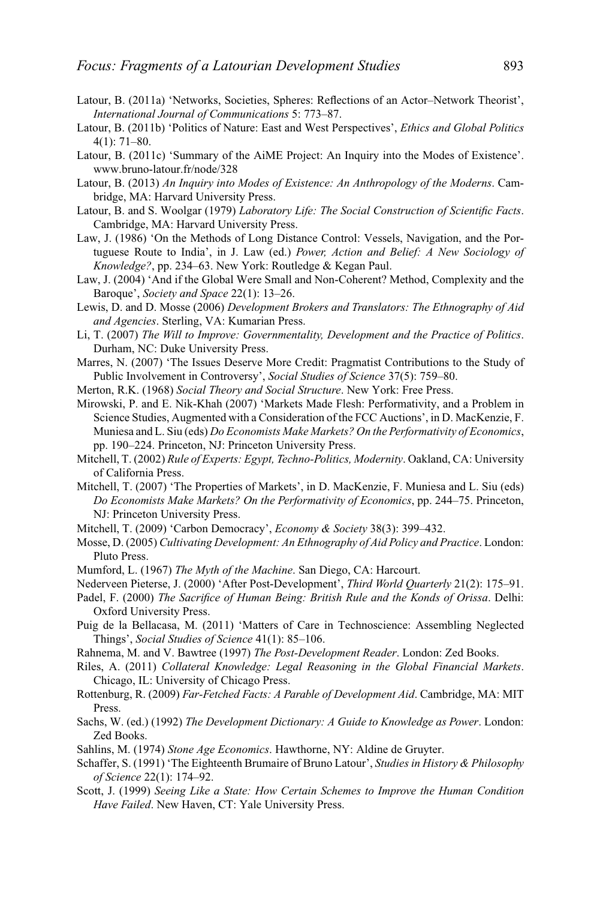Latour, B. (2011a) 'Networks, Societies, Spheres: Reflections of an Actor–Network Theorist', *International Journal of Communications* 5: 773–87.

Latour, B. (2011b) 'Politics of Nature: East and West Perspectives', *Ethics and Global Politics* 4(1): 71–80.

Latour, B. (2011c) 'Summary of the AiME Project: An Inquiry into the Modes of Existence'. www.bruno-latour.fr/node/328

Latour, B. (2013) *An Inquiry into Modes of Existence: An Anthropology of the Moderns*. Cambridge, MA: Harvard University Press.

Latour, B. and S. Woolgar (1979) *Laboratory Life: The Social Construction of Scientific Facts*. Cambridge, MA: Harvard University Press.

Law, J. (1986) 'On the Methods of Long Distance Control: Vessels, Navigation, and the Portuguese Route to India', in J. Law (ed.) *Power, Action and Belief: A New Sociology of Knowledge?*, pp. 234–63. New York: Routledge & Kegan Paul.

Law, J. (2004) 'And if the Global Were Small and Non-Coherent? Method, Complexity and the Baroque', *Society and Space* 22(1): 13–26.

Lewis, D. and D. Mosse (2006) *Development Brokers and Translators: The Ethnography of Aid and Agencies*. Sterling, VA: Kumarian Press.

Li, T. (2007) *The Will to Improve: Governmentality, Development and the Practice of Politics*. Durham, NC: Duke University Press.

Marres, N. (2007) 'The Issues Deserve More Credit: Pragmatist Contributions to the Study of Public Involvement in Controversy', *Social Studies of Science* 37(5): 759–80.

Merton, R.K. (1968) *Social Theory and Social Structure*. New York: Free Press.

Mirowski, P. and E. Nik-Khah (2007) 'Markets Made Flesh: Performativity, and a Problem in Science Studies, Augmented with a Consideration of the FCC Auctions', in D. MacKenzie, F. Muniesa and L. Siu (eds) *Do Economists Make Markets? On the Performativity of Economics*, pp. 190–224. Princeton, NJ: Princeton University Press.

Mitchell, T. (2002) *Rule of Experts: Egypt, Techno-Politics, Modernity*. Oakland, CA: University of California Press.

Mitchell, T. (2007) 'The Properties of Markets', in D. MacKenzie, F. Muniesa and L. Siu (eds) *Do Economists Make Markets? On the Performativity of Economics*, pp. 244–75. Princeton, NJ: Princeton University Press.

Mitchell, T. (2009) 'Carbon Democracy', *Economy & Society* 38(3): 399–432.

Mosse, D. (2005) *Cultivating Development: An Ethnography of Aid Policy and Practice*. London: Pluto Press.

Mumford, L. (1967) *The Myth of the Machine*. San Diego, CA: Harcourt.

Nederveen Pieterse, J. (2000) 'After Post-Development', *Third World Quarterly* 21(2): 175–91.

Padel, F. (2000) *The Sacrifice of Human Being: British Rule and the Konds of Orissa*. Delhi: Oxford University Press.

Puig de la Bellacasa, M. (2011) 'Matters of Care in Technoscience: Assembling Neglected Things', *Social Studies of Science* 41(1): 85–106.

Rahnema, M. and V. Bawtree (1997) *The Post-Development Reader*. London: Zed Books.

Riles, A. (2011) *Collateral Knowledge: Legal Reasoning in the Global Financial Markets*. Chicago, IL: University of Chicago Press.

Rottenburg, R. (2009) *Far-Fetched Facts: A Parable of Development Aid*. Cambridge, MA: MIT Press.

Sachs, W. (ed.) (1992) *The Development Dictionary: A Guide to Knowledge as Power*. London: Zed Books.

Sahlins, M. (1974) *Stone Age Economics*. Hawthorne, NY: Aldine de Gruyter.

Schaffer, S. (1991) 'The Eighteenth Brumaire of Bruno Latour', *Studies in History & Philosophy of Science* 22(1): 174–92.

Scott, J. (1999) *Seeing Like a State: How Certain Schemes to Improve the Human Condition Have Failed*. New Haven, CT: Yale University Press.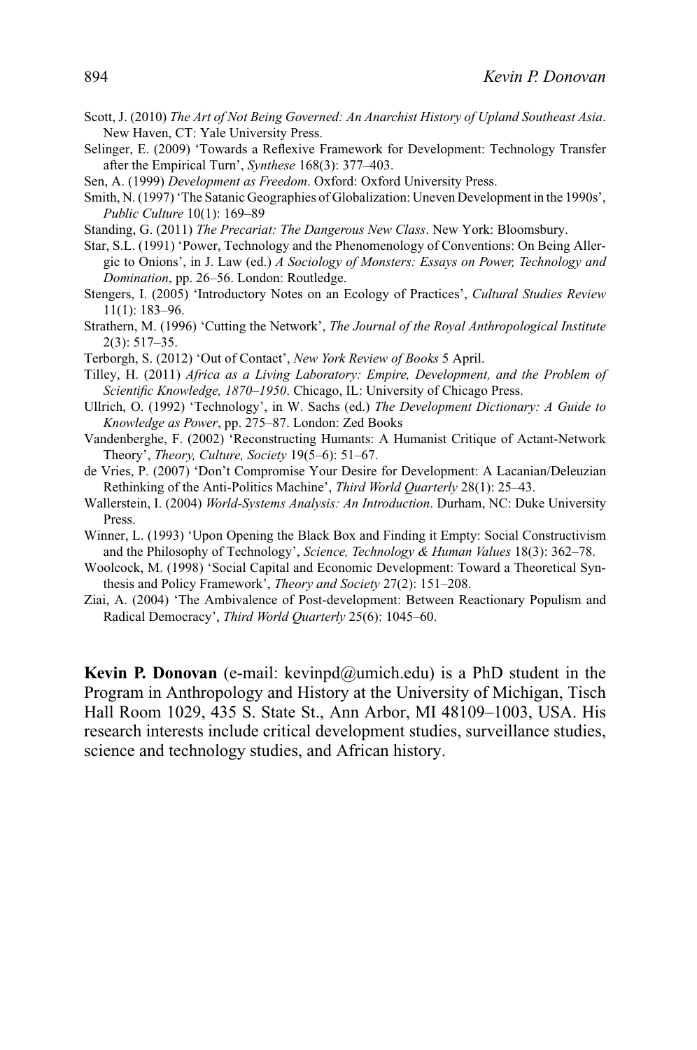Scott, J. (2010) *The Art of Not Being Governed: An Anarchist History of Upland Southeast Asia*. New Haven, CT: Yale University Press.

Selinger, E. (2009) 'Towards a Reflexive Framework for Development: Technology Transfer after the Empirical Turn', *Synthese* 168(3): 377–403.

Sen, A. (1999) *Development as Freedom*. Oxford: Oxford University Press.

Smith, N. (1997) 'The Satanic Geographies of Globalization: Uneven Development in the 1990s', *Public Culture* 10(1): 169–89

Standing, G. (2011) *The Precariat: The Dangerous New Class*. New York: Bloomsbury.

Star, S.L. (1991) 'Power, Technology and the Phenomenology of Conventions: On Being Allergic to Onions', in J. Law (ed.) *A Sociology of Monsters: Essays on Power, Technology and Domination*, pp. 26–56. London: Routledge.

Stengers, I. (2005) 'Introductory Notes on an Ecology of Practices', *Cultural Studies Review* 11(1): 183–96.

Strathern, M. (1996) 'Cutting the Network', *The Journal of the Royal Anthropological Institute* 2(3): 517–35.

Terborgh, S. (2012) 'Out of Contact', *New York Review of Books* 5 April.

Tilley, H. (2011) *Africa as a Living Laboratory: Empire, Development, and the Problem of Scientific Knowledge, 1870–1950*. Chicago, IL: University of Chicago Press.

Ullrich, O. (1992) 'Technology', in W. Sachs (ed.) *The Development Dictionary: A Guide to Knowledge as Power*, pp. 275–87. London: Zed Books

Vandenberghe, F. (2002) 'Reconstructing Humants: A Humanist Critique of Actant-Network Theory', *Theory, Culture, Society* 19(5–6): 51–67.

de Vries, P. (2007) 'Don't Compromise Your Desire for Development: A Lacanian/Deleuzian Rethinking of the Anti-Politics Machine', *Third World Quarterly* 28(1): 25–43.

Wallerstein, I. (2004) *World-Systems Analysis: An Introduction*. Durham, NC: Duke University Press.

Winner, L. (1993) 'Upon Opening the Black Box and Finding it Empty: Social Constructivism and the Philosophy of Technology', *Science, Technology & Human Values* 18(3): 362–78.

Woolcock, M. (1998) 'Social Capital and Economic Development: Toward a Theoretical Synthesis and Policy Framework', *Theory and Society* 27(2): 151–208.

Ziai, A. (2004) 'The Ambivalence of Post-development: Between Reactionary Populism and Radical Democracy', *Third World Quarterly* 25(6): 1045–60.

**Kevin P. Donovan** (e-mail: kevinpd@umich.edu) is a PhD student in the Program in Anthropology and History at the University of Michigan, Tisch Hall Room 1029, 435 S. State St., Ann Arbor, MI 48109–1003, USA. His research interests include critical development studies, surveillance studies, science and technology studies, and African history.